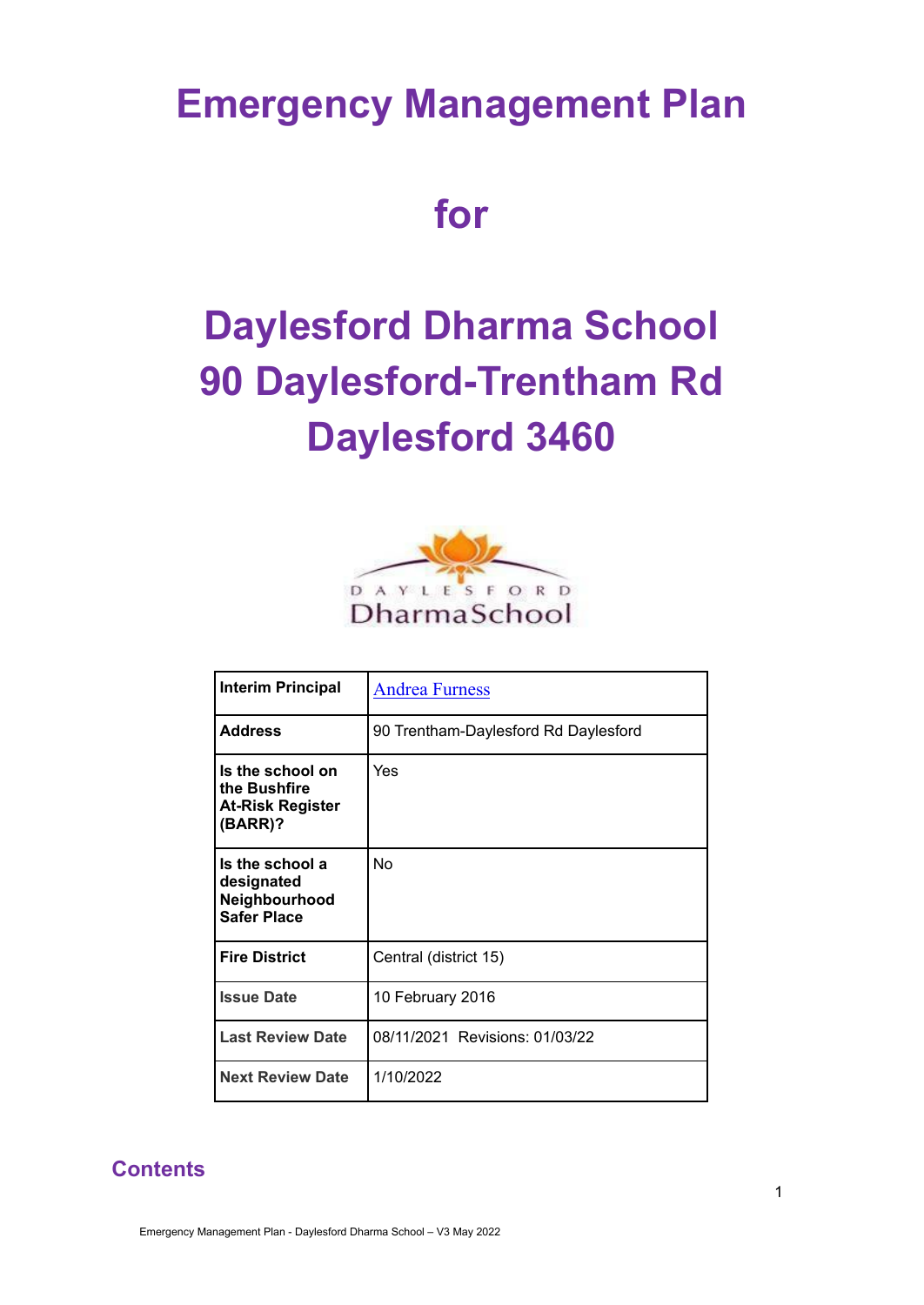# Emergency Management Plan

# for

# Daylesford Dharma School
# 90 Daylesford-Trentham Rd
# Daylesford 3460

| **Interim Principal** | Andrea Furness |
|---|---|
| **Address** | 90 Trentham-Daylesford Rd Daylesford |
| **Is the school on the Bushfire At-Risk Register (BARR)?** | Yes |
| **Is the school a designated Neighbourhood Safer Place** | No |
| **Fire District** | Central (district 15) |
| **Issue Date** | 10 February 2016 |
| **Last Review Date** | 08/11/2021 Revisions: 01/03/22 |
| **Next Review Date** | 1/10/2022 |

## Contents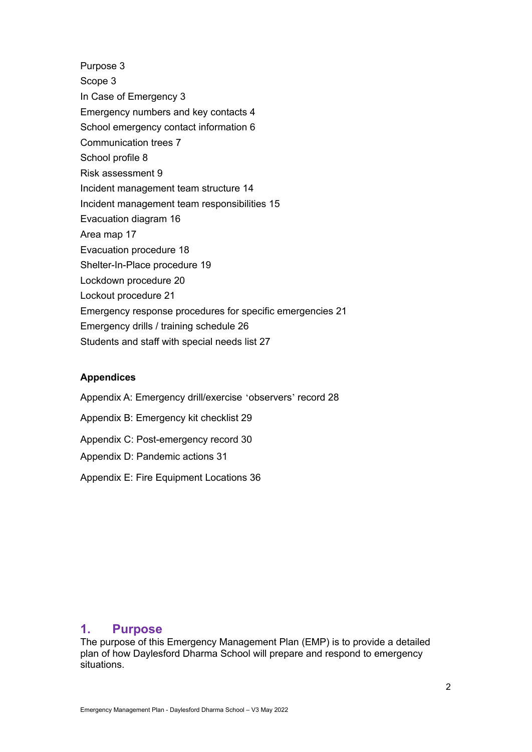Purpose 3

Scope 3

In Case of Emergency 3

Emergency numbers and key contacts 4

School emergency contact information 6

Communication trees 7

School profile 8

Risk assessment 9

Incident management team structure 14

Incident management team responsibilities 15

Evacuation diagram 16

Area map 17

Evacuation procedure 18

Shelter-In-Place procedure 19

Lockdown procedure 20

Lockout procedure 21

Emergency response procedures for specific emergencies 21

Emergency drills / training schedule 26

Students and staff with special needs list 27

**Appendices**

Appendix A: Emergency drill/exercise 'observers' record 28

Appendix B: Emergency kit checklist 29

Appendix C: Post-emergency record 30

Appendix D: Pandemic actions 31

Appendix E: Fire Equipment Locations 36

## 1. Purpose

The purpose of this Emergency Management Plan (EMP) is to provide a detailed plan of how Daylesford Dharma School will prepare and respond to emergency situations.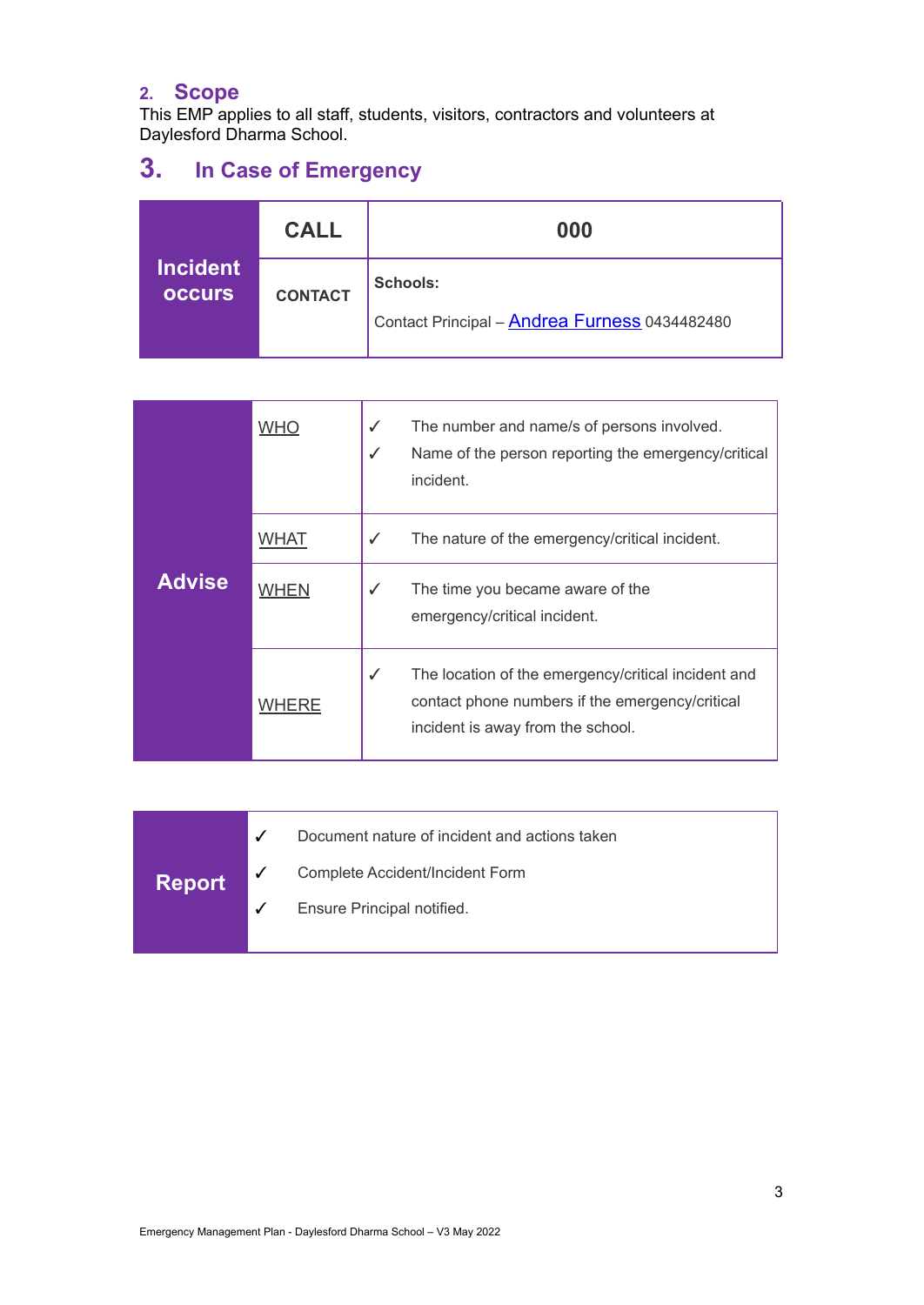## 2. Scope

This EMP applies to all staff, students, visitors, contractors and volunteers at Daylesford Dharma School.

## 3. In Case of Emergency

| Incident occurs | CALL | 000 |
|---|---|---|
| | CONTACT | **Schools:** Contact Principal – Andrea Furness 0434482480 |

| Advise | | |
|---|---|---|
| | WHO | ✓ The number and name/s of persons involved.<br>✓ Name of the person reporting the emergency/critical incident. |
| | WHAT | ✓ The nature of the emergency/critical incident. |
| | WHEN | ✓ The time you became aware of the emergency/critical incident. |
| | WHERE | ✓ The location of the emergency/critical incident and contact phone numbers if the emergency/critical incident is away from the school. |

| Report | |
|---|---|
| | ✓ Document nature of incident and actions taken<br>✓ Complete Accident/Incident Form<br>✓ Ensure Principal notified. |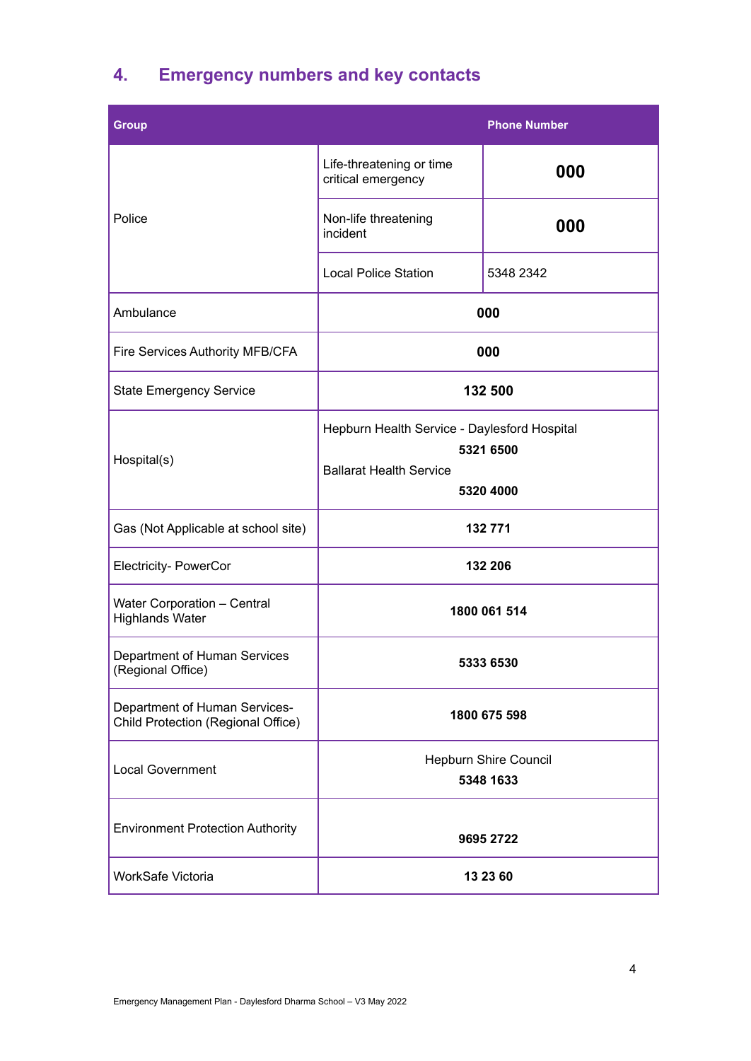## 4. Emergency numbers and key contacts

| Group | | Phone Number |
|---|---|---|
| Police | Life-threatening or time critical emergency | **000** |
| | Non-life threatening incident | **000** |
| | Local Police Station | 5348 2342 |
| Ambulance | **000** | |
| Fire Services Authority MFB/CFA | **000** | |
| State Emergency Service | **132 500** | |
| Hospital(s) | Hepburn Health Service - Daylesford Hospital **5321 6500** Ballarat Health Service **5320 4000** | |
| Gas (Not Applicable at school site) | **132 771** | |
| Electricity- PowerCor | **132 206** | |
| Water Corporation – Central Highlands Water | **1800 061 514** | |
| Department of Human Services (Regional Office) | **5333 6530** | |
| Department of Human Services- Child Protection (Regional Office) | **1800 675 598** | |
| Local Government | Hepburn Shire Council **5348 1633** | |
| Environment Protection Authority | **9695 2722** | |
| WorkSafe Victoria | **13 23 60** | |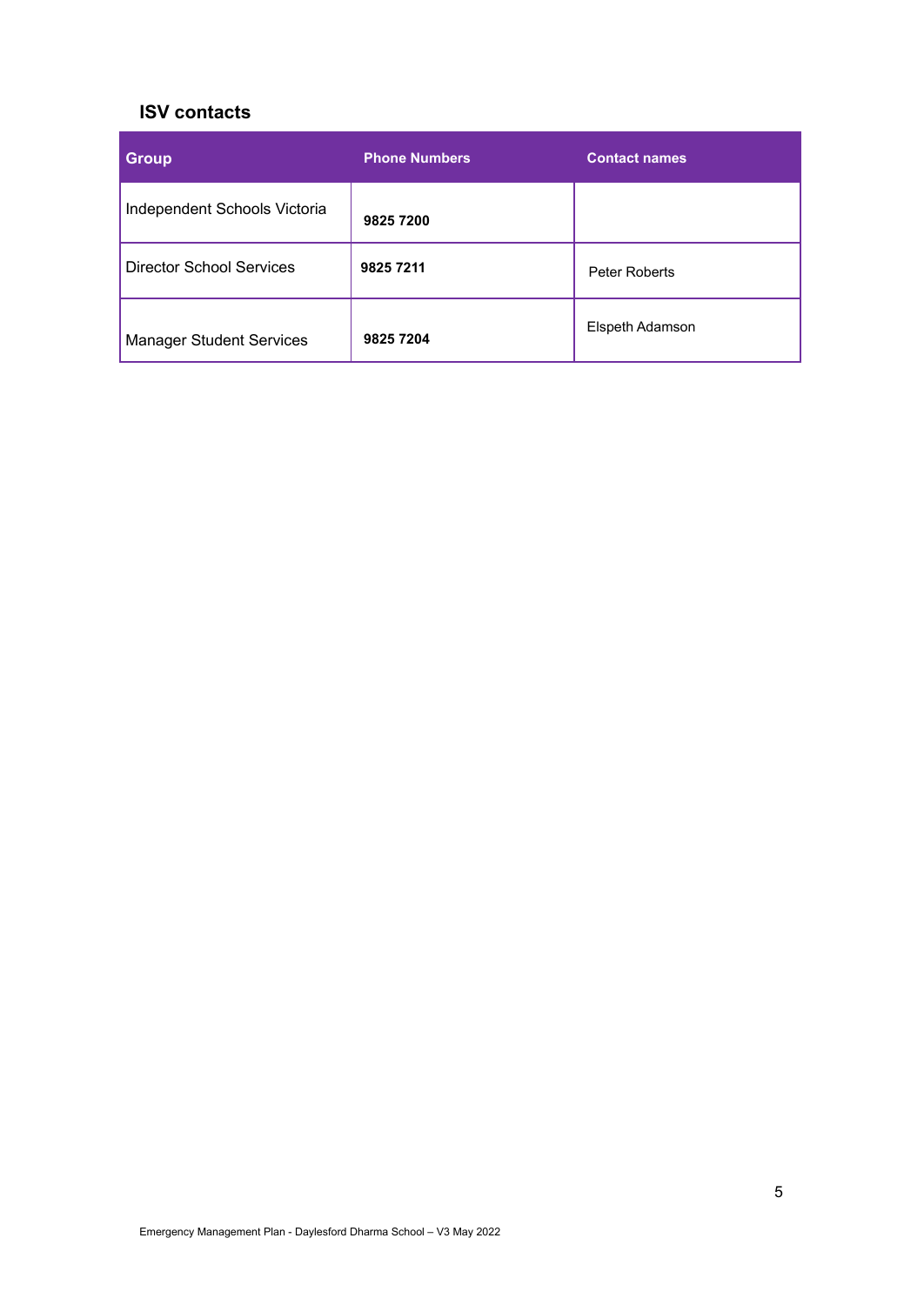### ISV contacts

| Group | Phone Numbers | Contact names |
| --- | --- | --- |
| Independent Schools Victoria | **9825 7200** | |
| Director School Services | **9825 7211** | Peter Roberts |
| Manager Student Services | **9825 7204** | Elspeth Adamson |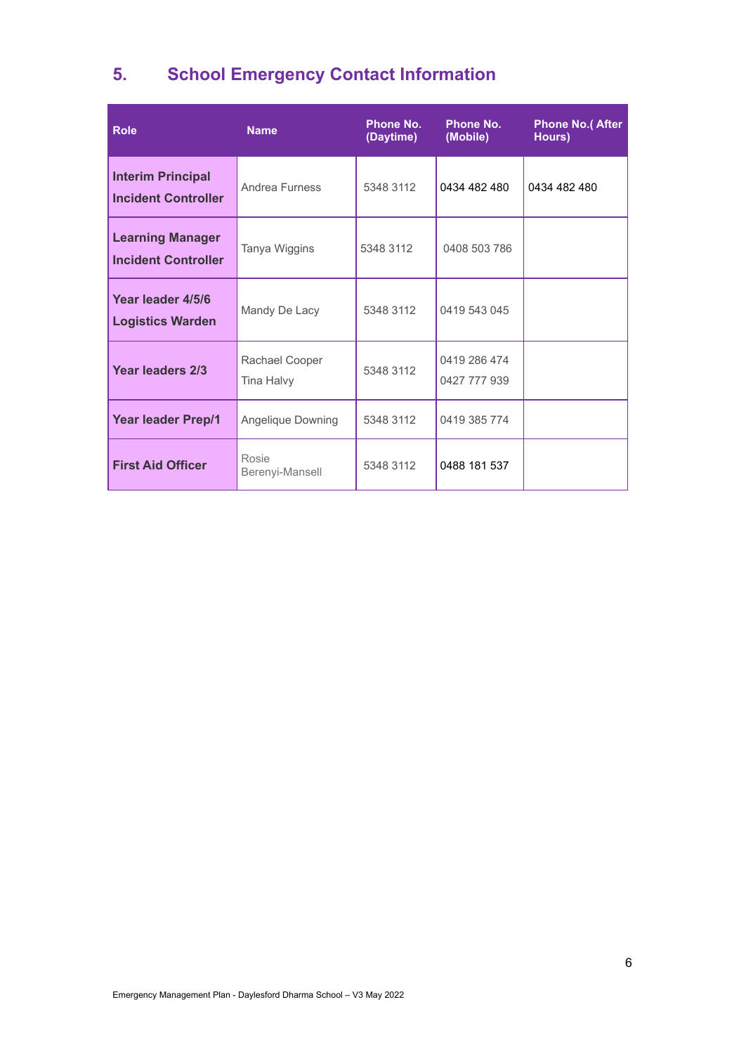## 5. School Emergency Contact Information

| Role | Name | Phone No. (Daytime) | Phone No. (Mobile) | Phone No.( After Hours) |
|---|---|---|---|---|
| **Interim Principal Incident Controller** | Andrea Furness | 5348 3112 | 0434 482 480 | 0434 482 480 |
| **Learning Manager Incident Controller** | Tanya Wiggins | 5348 3112 | 0408 503 786 | |
| **Year leader 4/5/6 Logistics Warden** | Mandy De Lacy | 5348 3112 | 0419 543 045 | |
| **Year leaders 2/3** | Rachael Cooper<br>Tina Halvy | 5348 3112 | 0419 286 474<br>0427 777 939 | |
| **Year leader Prep/1** | Angelique Downing | 5348 3112 | 0419 385 774 | |
| **First Aid Officer** | Rosie Berenyi-Mansell | 5348 3112 | 0488 181 537 | |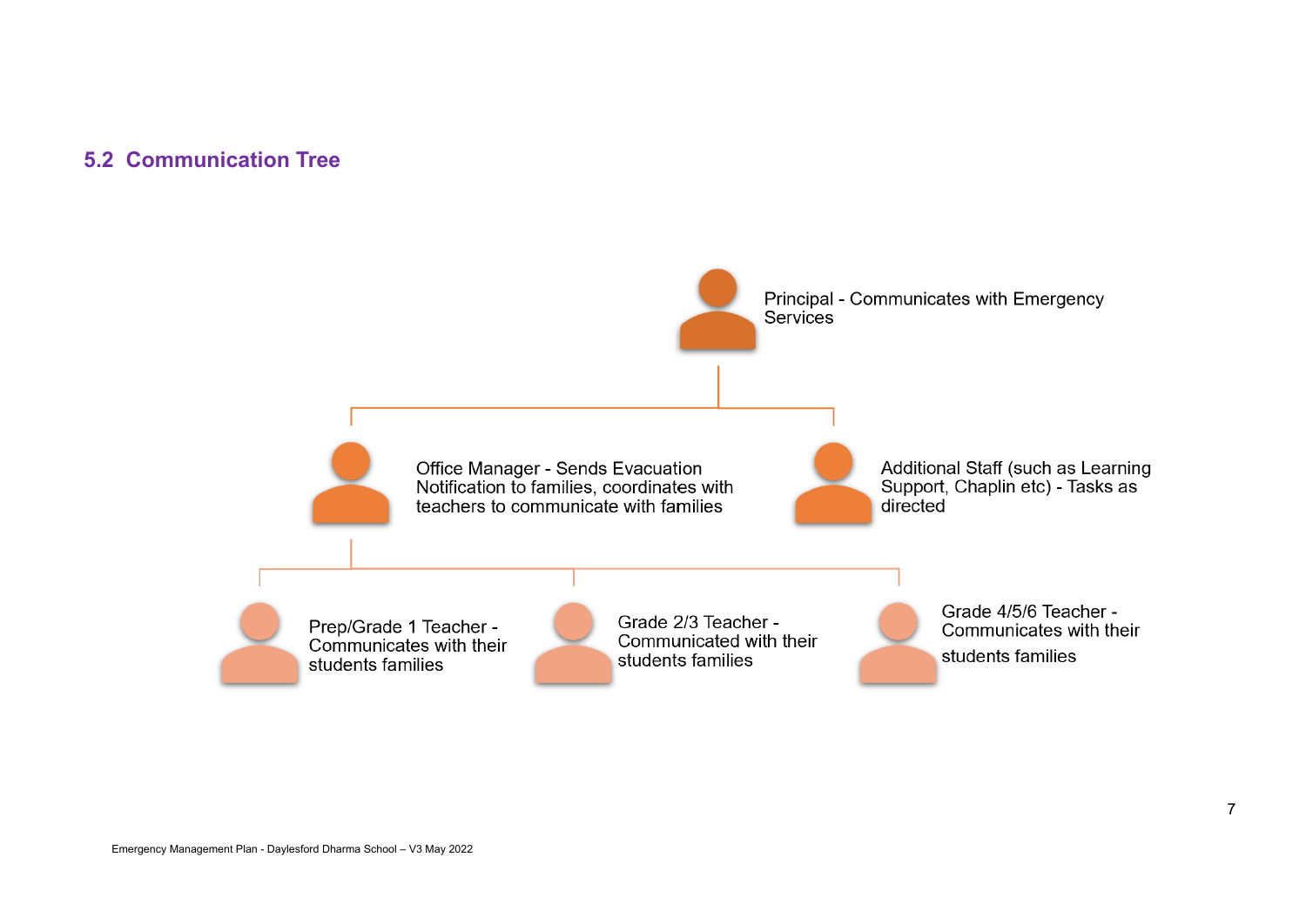## 5.2 Communication Tree

Principal - Communicates with Emergency Services

Office Manager - Sends Evacuation Notification to families, coordinates with teachers to communicate with families

Additional Staff (such as Learning Support, Chaplin etc) - Tasks as directed

Prep/Grade 1 Teacher - Communicates with their students families

Grade 2/3 Teacher - Communicated with their students families

Grade 4/5/6 Teacher - Communicates with their students families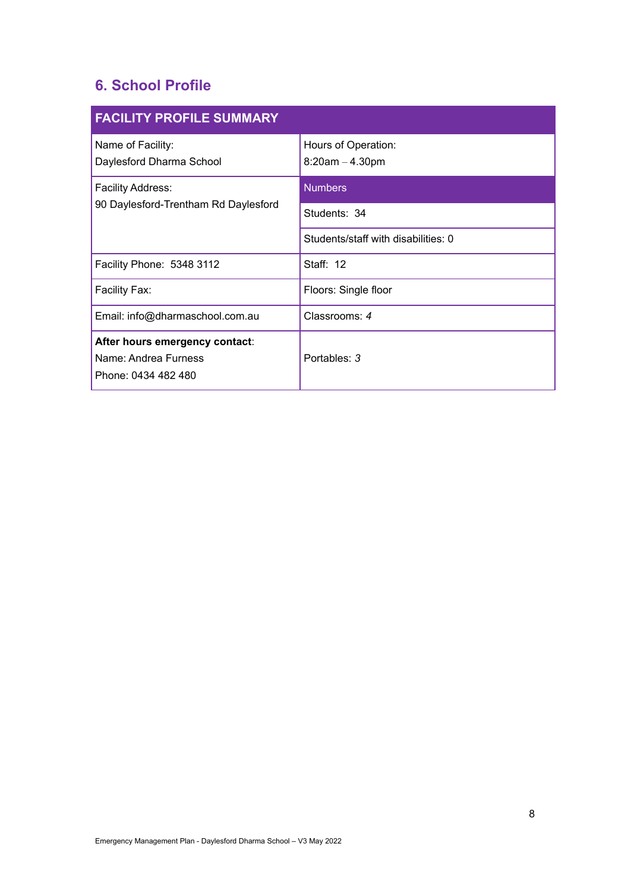## 6. School Profile

| FACILITY PROFILE SUMMARY | |
|---|---|
| Name of Facility:<br>Daylesford Dharma School | Hours of Operation:<br>8:20am – 4.30pm |
| Facility Address:<br>90 Daylesford-Trentham Rd Daylesford | **Numbers** |
| | Students: 34 |
| | Students/staff with disabilities: 0 |
| Facility Phone: 5348 3112 | Staff: 12 |
| Facility Fax: | Floors: Single floor |
| Email: info@dharmaschool.com.au | Classrooms: *4* |
| **After hours emergency contact**:<br>Name: Andrea Furness<br>Phone: 0434 482 480 | Portables: *3* |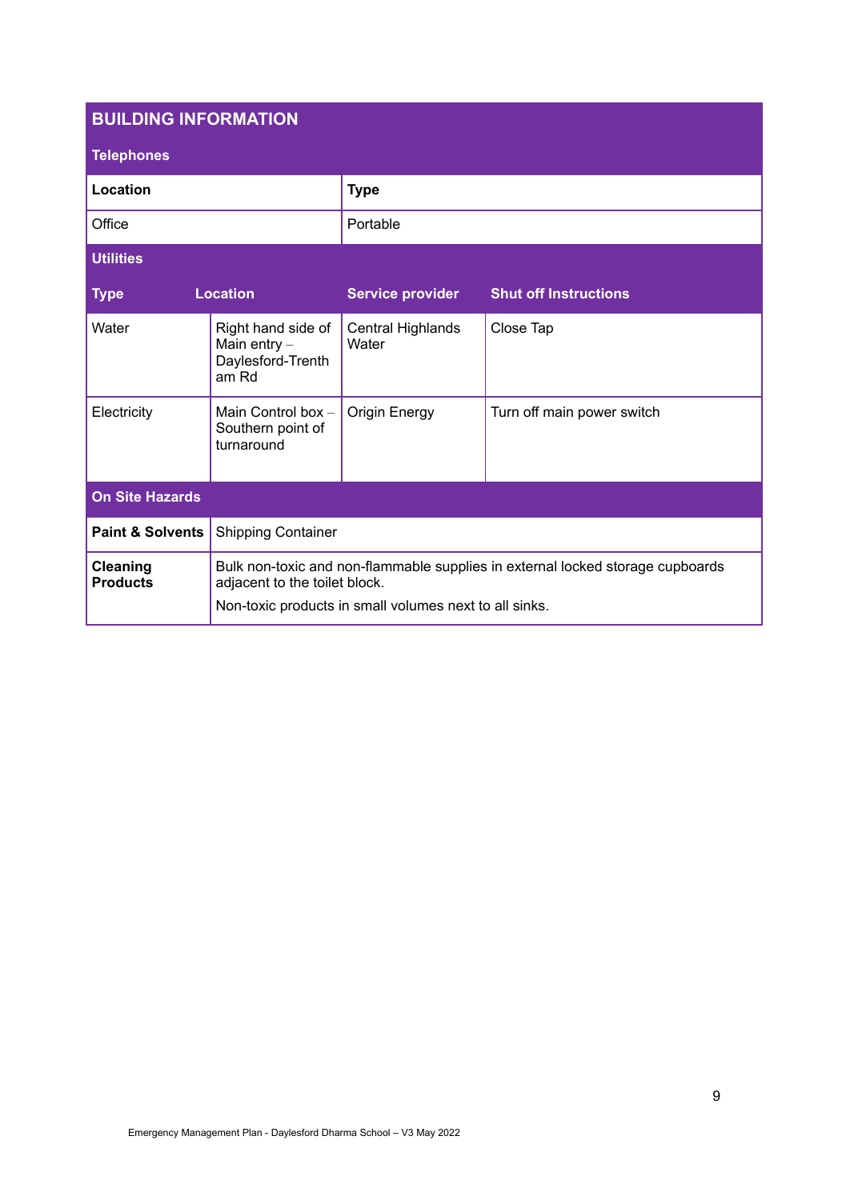## BUILDING INFORMATION

### Telephones

| Location | Type |
|---|---|
| Office | Portable |

### Utilities

| Type | Location | Service provider | Shut off Instructions |
|---|---|---|---|
| Water | Right hand side of Main entry – Daylesford-Trentham Rd | Central Highlands Water | Close Tap |
| Electricity | Main Control box – Southern point of turnaround | Origin Energy | Turn off main power switch |

### On Site Hazards

| | |
|---|---|
| **Paint & Solvents** | Shipping Container |
| **Cleaning Products** | Bulk non-toxic and non-flammable supplies in external locked storage cupboards adjacent to the toilet block.<br>Non-toxic products in small volumes next to all sinks. |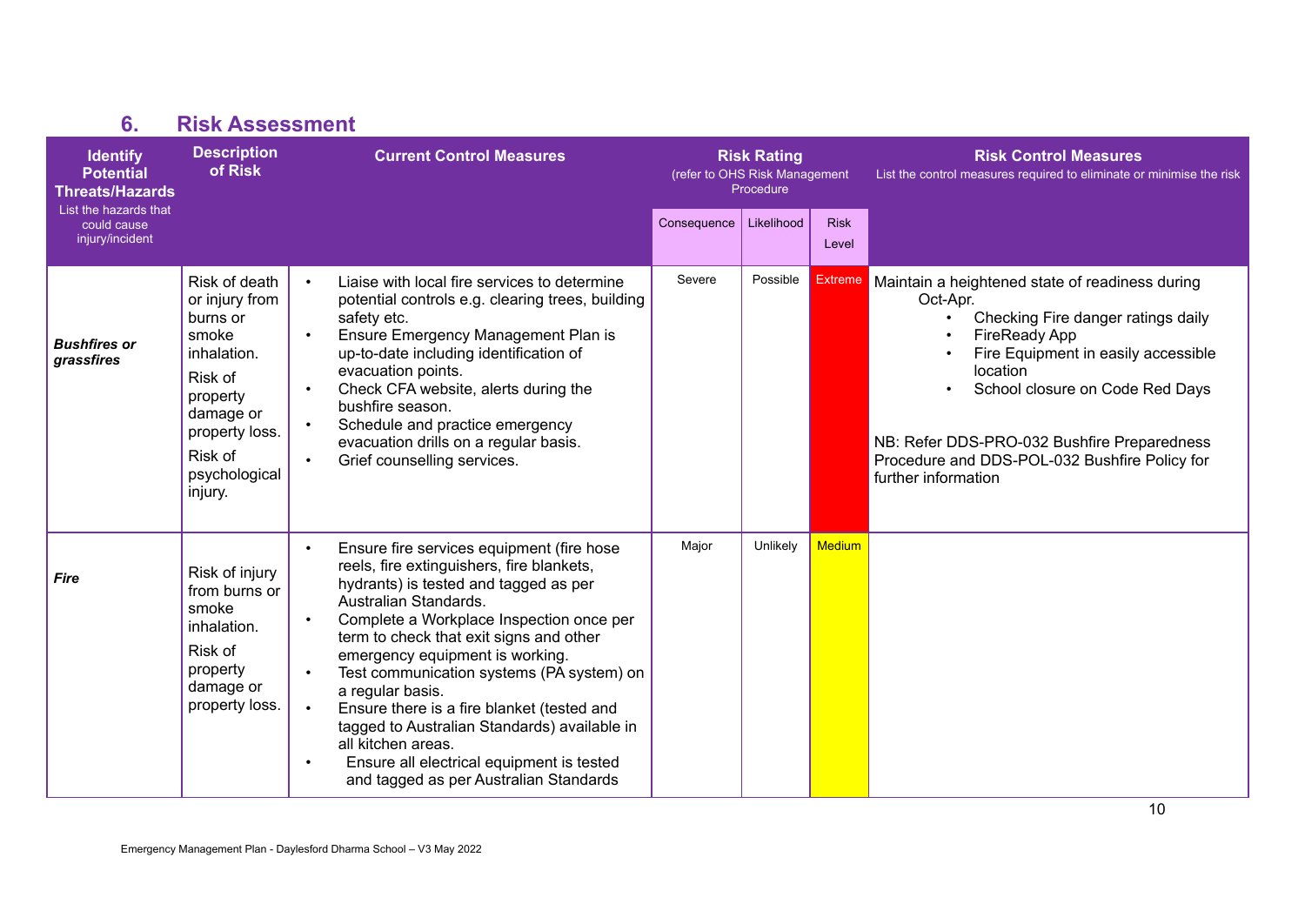## 6. Risk Assessment

| **Identify Potential Threats/Hazards** List the hazards that could cause injury/incident | **Description of Risk** | **Current Control Measures** | **Risk Rating** (refer to OHS Risk Management Procedure) | | | **Risk Control Measures** List the control measures required to eliminate or minimise the risk |
|---|---|---|---|---|---|---|
| | | | Consequence | Likelihood | Risk Level | |
| ***Bushfires or grassfires*** | Risk of death or injury from burns or smoke inhalation.<br>Risk of property damage or property loss.<br>Risk of psychological injury. | • Liaise with local fire services to determine potential controls e.g. clearing trees, building safety etc.<br>• Ensure Emergency Management Plan is up-to-date including identification of evacuation points.<br>• Check CFA website, alerts during the bushfire season.<br>• Schedule and practice emergency evacuation drills on a regular basis.<br>• Grief counselling services. | Severe | Possible | Extreme | Maintain a heightened state of readiness during Oct-Apr.<br>• Checking Fire danger ratings daily<br>• FireReady App<br>• Fire Equipment in easily accessible location<br>• School closure on Code Red Days<br><br>NB: Refer DDS-PRO-032 Bushfire Preparedness Procedure and DDS-POL-032 Bushfire Policy for further information |
| ***Fire*** | Risk of injury from burns or smoke inhalation.<br>Risk of property damage or property loss. | • Ensure fire services equipment (fire hose reels, fire extinguishers, fire blankets, hydrants) is tested and tagged as per Australian Standards.<br>• Complete a Workplace Inspection once per term to check that exit signs and other emergency equipment is working.<br>• Test communication systems (PA system) on a regular basis.<br>• Ensure there is a fire blanket (tested and tagged to Australian Standards) available in all kitchen areas.<br>• Ensure all electrical equipment is tested and tagged as per Australian Standards | Major | Unlikely | Medium | |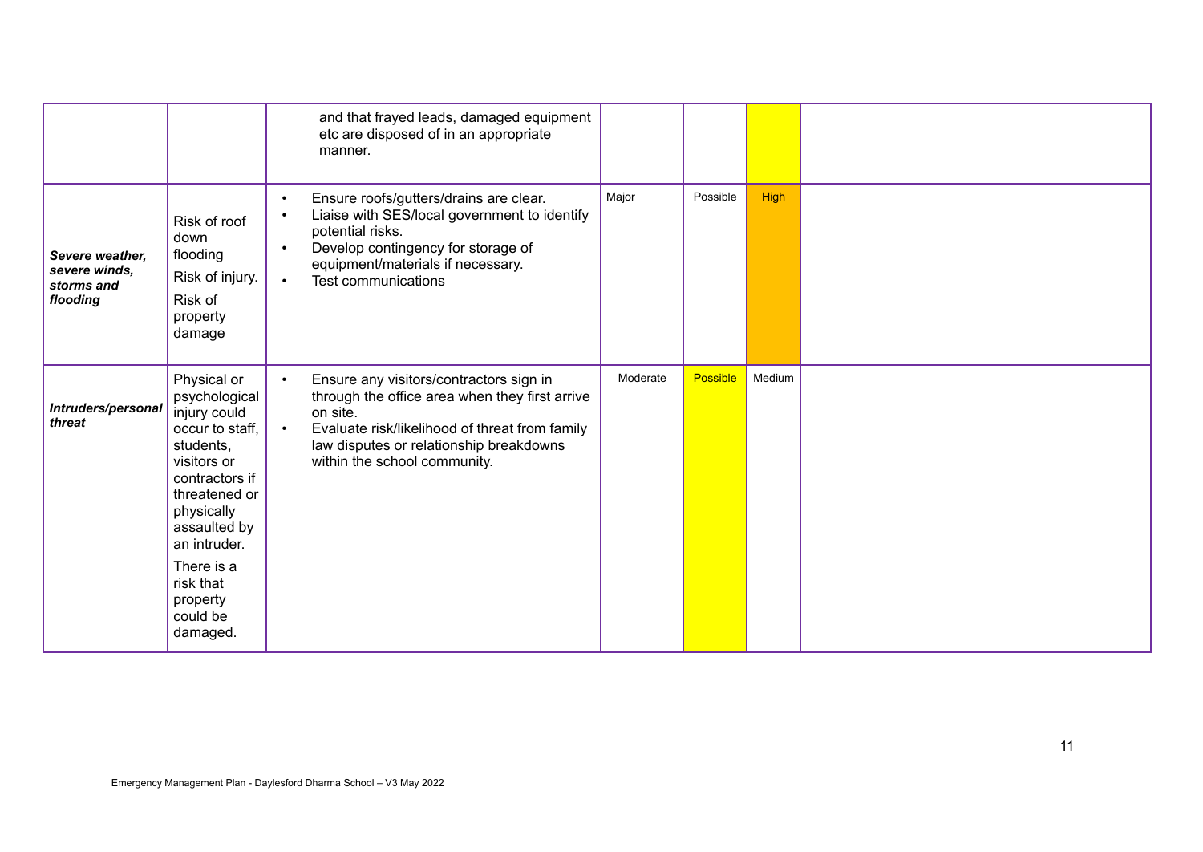| | | | | | | |
|---|---|---|---|---|---|---|
| | | and that frayed leads, damaged equipment etc are disposed of in an appropriate manner. | | | | |
| ***Severe weather, severe winds, storms and flooding*** | Risk of roof down flooding<br>Risk of injury.<br>Risk of property damage | • Ensure roofs/gutters/drains are clear.<br>• Liaise with SES/local government to identify potential risks.<br>• Develop contingency for storage of equipment/materials if necessary.<br>• Test communications | Major | Possible | High | |
| ***Intruders/personal threat*** | Physical or psychological injury could occur to staff, students, visitors or contractors if threatened or physically assaulted by an intruder.<br>There is a risk that property could be damaged. | • Ensure any visitors/contractors sign in through the office area when they first arrive on site.<br>• Evaluate risk/likelihood of threat from family law disputes or relationship breakdowns within the school community. | Moderate | Possible | Medium | |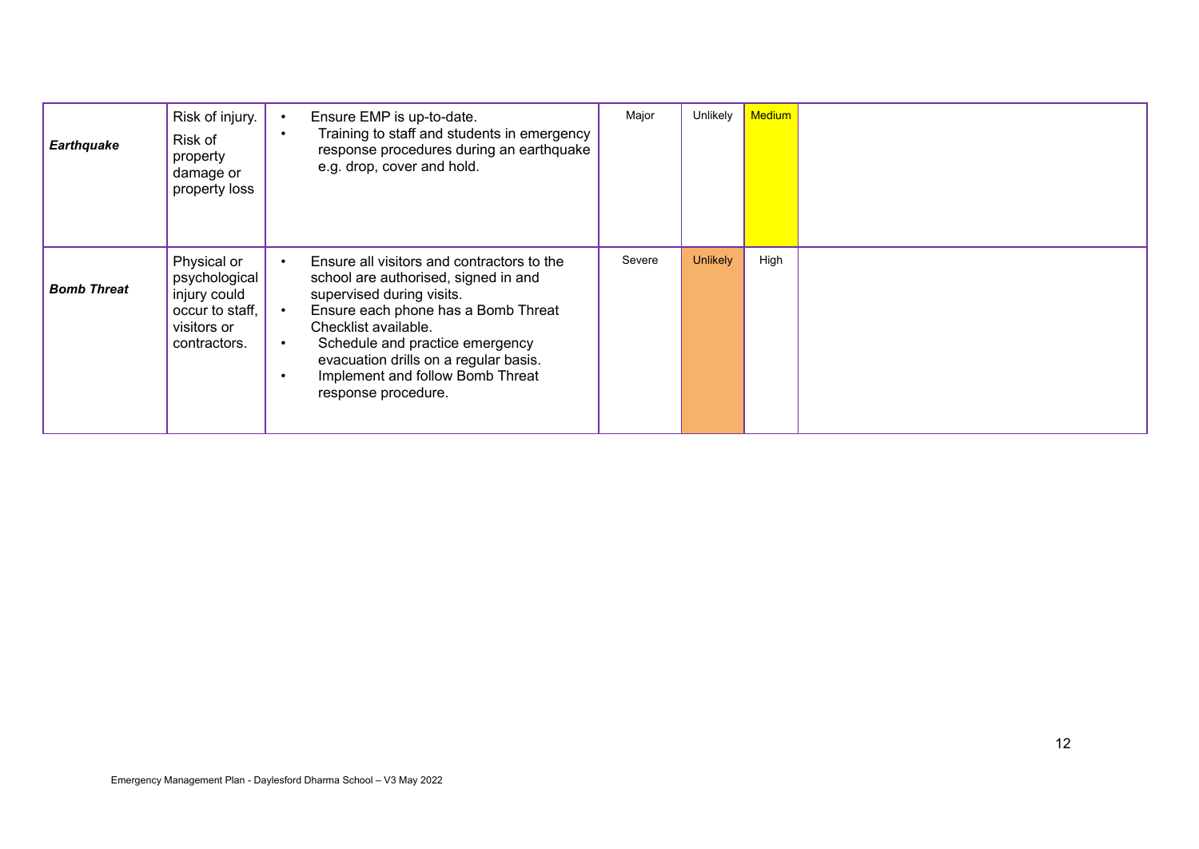| | | | | | | |
|---|---|---|---|---|---|---|
| ***Earthquake*** | Risk of injury.<br>Risk of property damage or property loss | • Ensure EMP is up-to-date.<br>• Training to staff and students in emergency response procedures during an earthquake e.g. drop, cover and hold. | Major | Unlikely | Medium | |
| ***Bomb Threat*** | Physical or psychological injury could occur to staff, visitors or contractors. | • Ensure all visitors and contractors to the school are authorised, signed in and supervised during visits.<br>• Ensure each phone has a Bomb Threat Checklist available.<br>• Schedule and practice emergency evacuation drills on a regular basis.<br>• Implement and follow Bomb Threat response procedure. | Severe | Unlikely | High | |

Emergency Management Plan - Daylesford Dharma School – V3 May 2022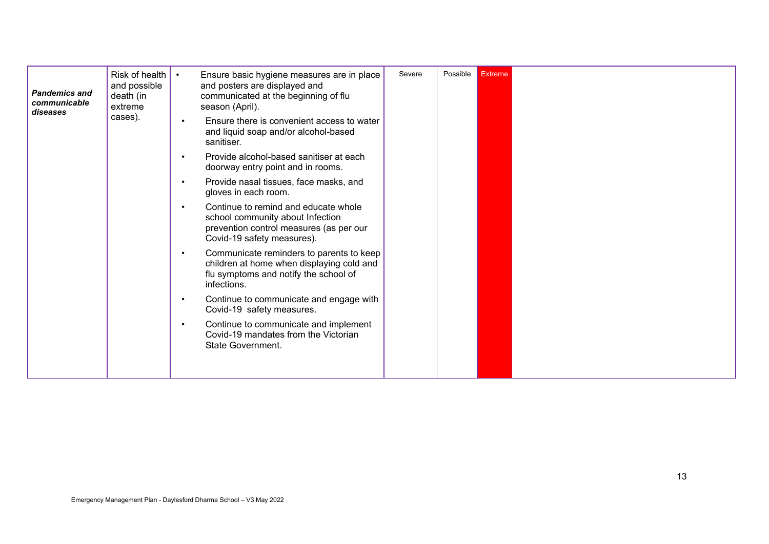| | | | | | | |
|---|---|---|---|---|---|---|
| ***Pandemics and communicable diseases*** | Risk of health and possible death (in extreme cases). | <ul><li>Ensure basic hygiene measures are in place and posters are displayed and communicated at the beginning of flu season (April).</li><li>Ensure there is convenient access to water and liquid soap and/or alcohol-based sanitiser.</li><li>Provide alcohol-based sanitiser at each doorway entry point and in rooms.</li><li>Provide nasal tissues, face masks, and gloves in each room.</li><li>Continue to remind and educate whole school community about Infection prevention control measures (as per our Covid-19 safety measures).</li><li>Communicate reminders to parents to keep children at home when displaying cold and flu symptoms and notify the school of infections.</li><li>Continue to communicate and engage with Covid-19 safety measures.</li><li>Continue to communicate and implement Covid-19 mandates from the Victorian State Government.</li></ul> | Severe | Possible | Extreme | |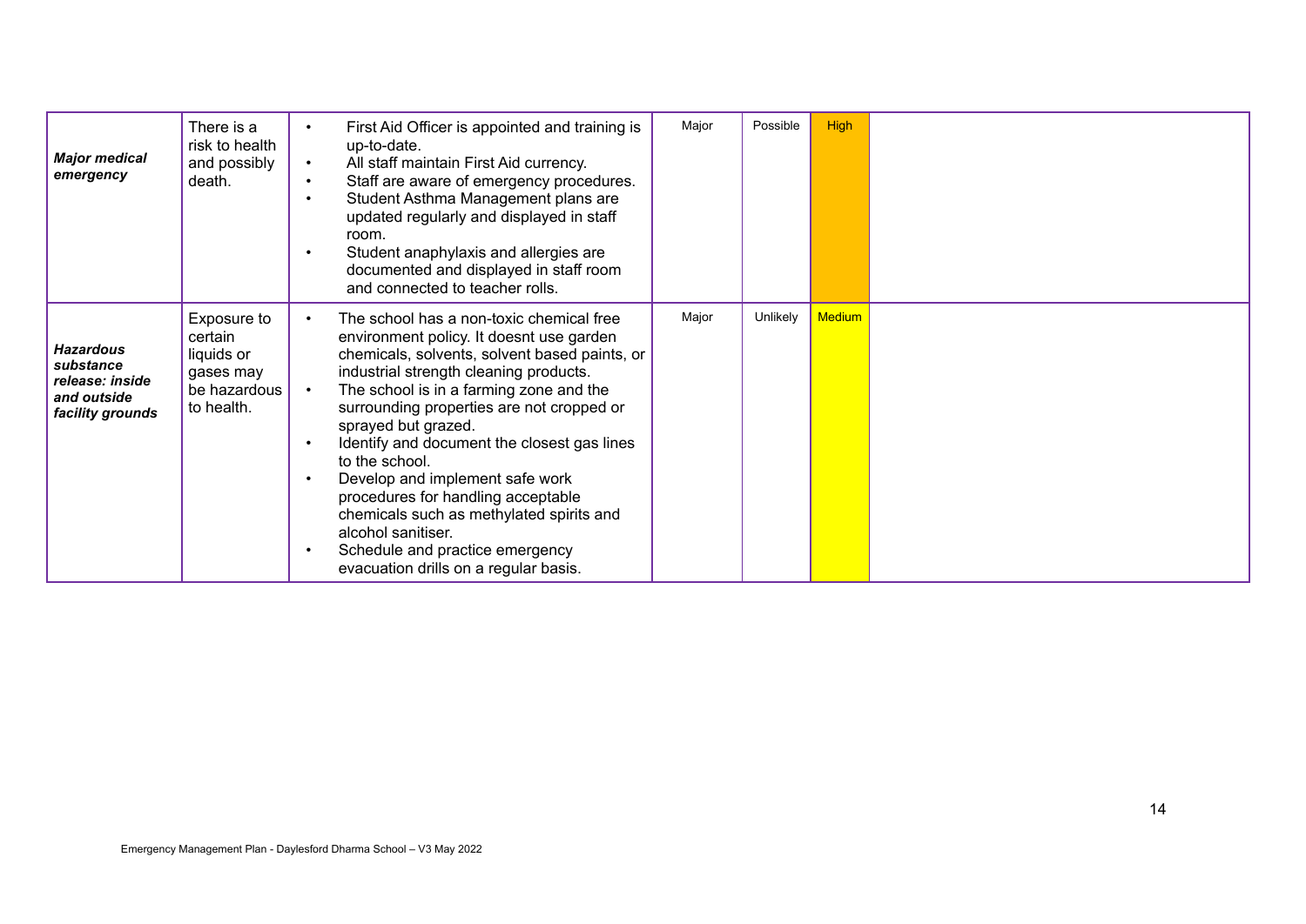| | | | | | | |
|---|---|---|---|---|---|---|
| ***Major medical emergency*** | There is a risk to health and possibly death. | • First Aid Officer is appointed and training is up-to-date.<br>• All staff maintain First Aid currency.<br>• Staff are aware of emergency procedures.<br>• Student Asthma Management plans are updated regularly and displayed in staff room.<br>• Student anaphylaxis and allergies are documented and displayed in staff room and connected to teacher rolls. | Major | Possible | High | |
| ***Hazardous substance release: inside and outside facility grounds*** | Exposure to certain liquids or gases may be hazardous to health. | • The school has a non-toxic chemical free environment policy. It doesnt use garden chemicals, solvents, solvent based paints, or industrial strength cleaning products.<br>• The school is in a farming zone and the surrounding properties are not cropped or sprayed but grazed.<br>• Identify and document the closest gas lines to the school.<br>• Develop and implement safe work procedures for handling acceptable chemicals such as methylated spirits and alcohol sanitiser.<br>• Schedule and practice emergency evacuation drills on a regular basis. | Major | Unlikely | Medium | |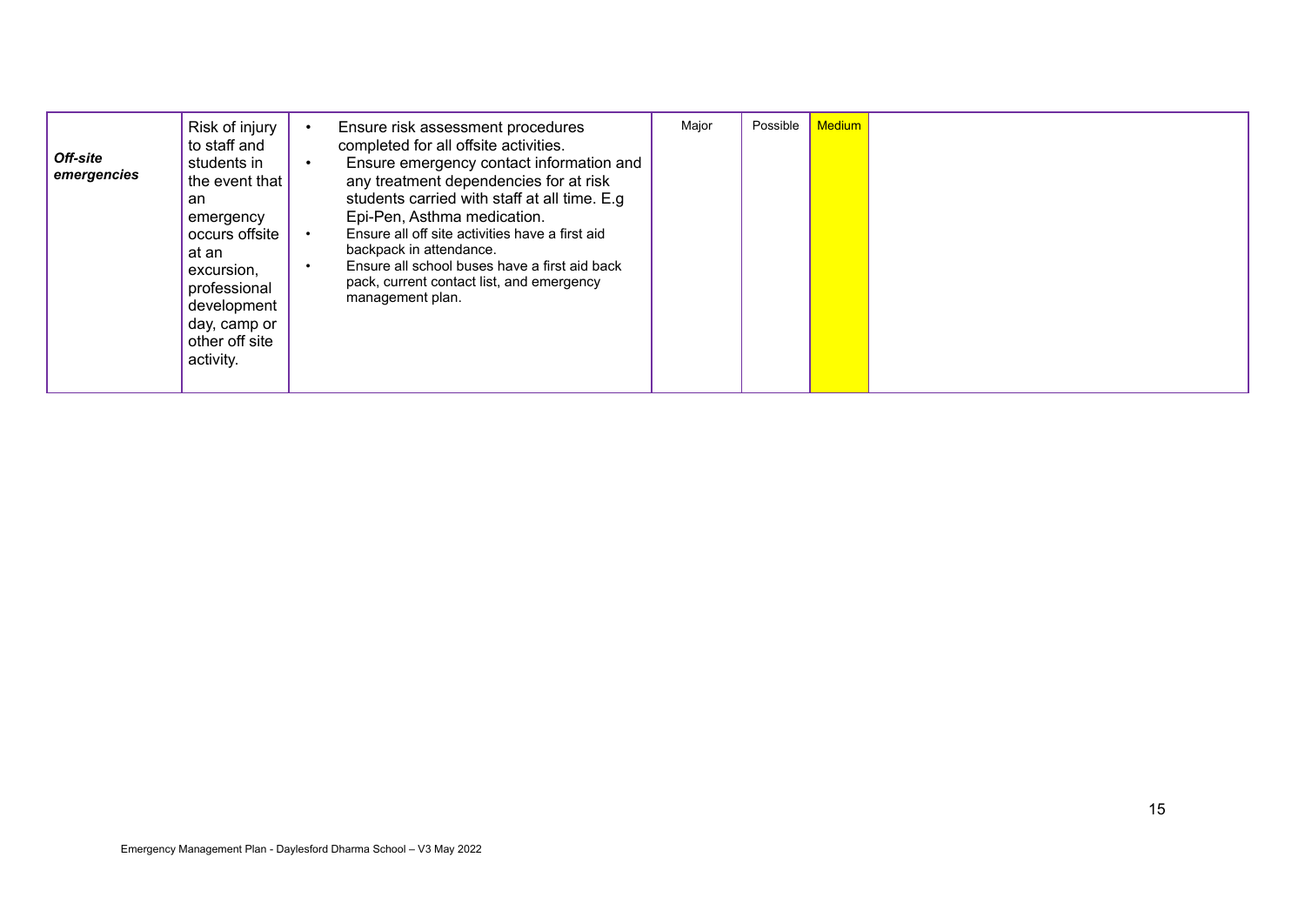| | | | | | | |
|---|---|---|---|---|---|---|
| ***Off-site emergencies*** | Risk of injury to staff and students in the event that an emergency occurs offsite at an excursion, professional development day, camp or other off site activity. | • Ensure risk assessment procedures completed for all offsite activities.<br>• Ensure emergency contact information and any treatment dependencies for at risk students carried with staff at all time. E.g Epi-Pen, Asthma medication.<br>• Ensure all off site activities have a first aid backpack in attendance.<br>• Ensure all school buses have a first aid back pack, current contact list, and emergency management plan. | Major | Possible | Medium | |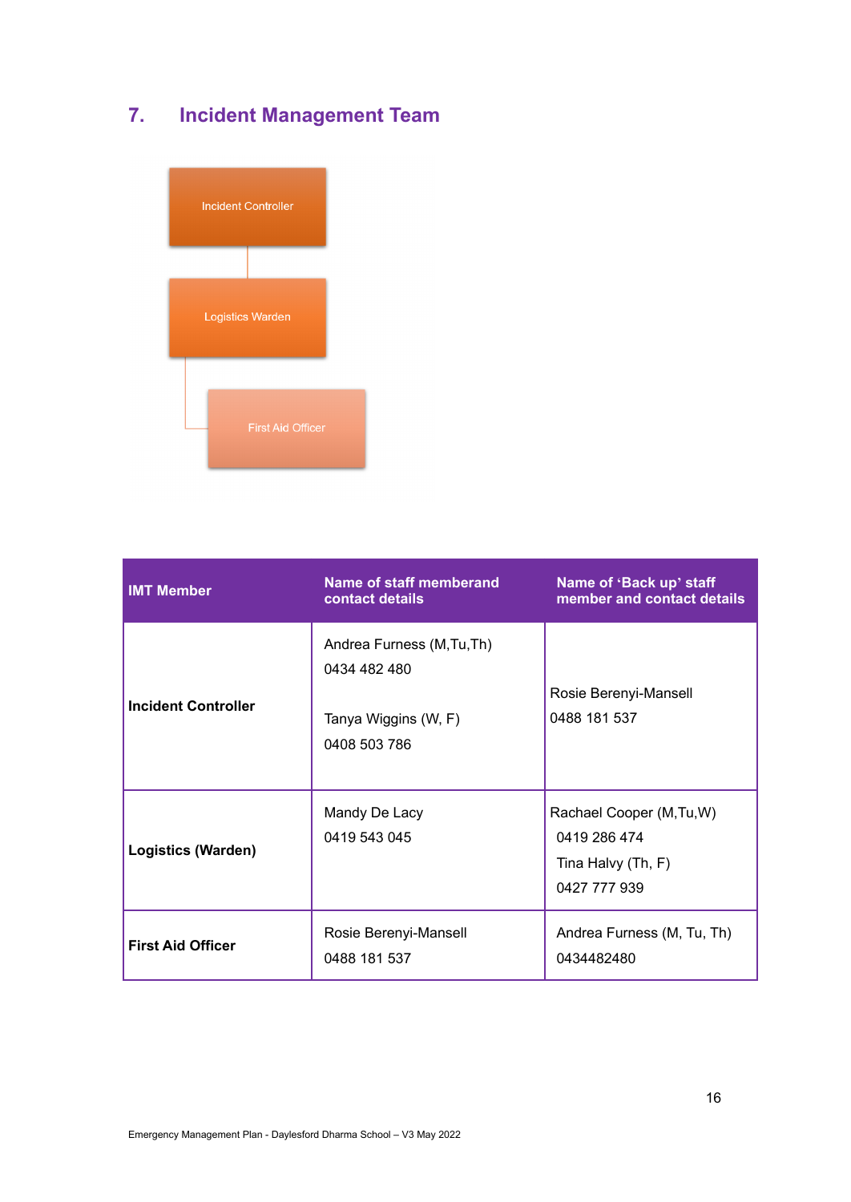## 7. Incident Management Team

Incident Controller

Logistics Warden

First Aid Officer

| IMT Member | Name of staff memberand contact details | Name of 'Back up' staff member and contact details |
| --- | --- | --- |
| **Incident Controller** | Andrea Furness (M,Tu,Th)<br>0434 482 480<br><br>Tanya Wiggins (W, F)<br>0408 503 786 | Rosie Berenyi-Mansell<br>0488 181 537 |
| **Logistics (Warden)** | Mandy De Lacy<br>0419 543 045 | Rachael Cooper (M,Tu,W)<br>0419 286 474<br>Tina Halvy (Th, F)<br>0427 777 939 |
| **First Aid Officer** | Rosie Berenyi-Mansell<br>0488 181 537 | Andrea Furness (M, Tu, Th)<br>0434482480 |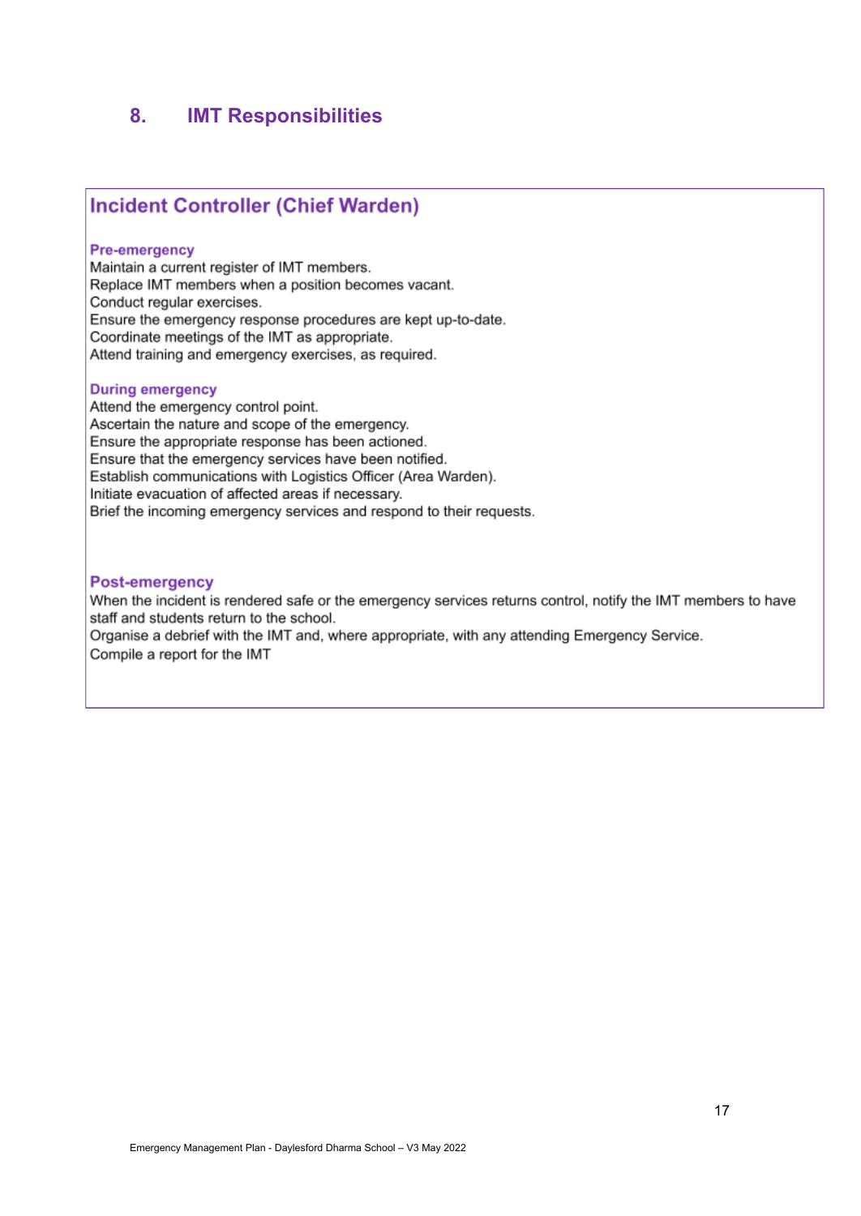# 8. IMT Responsibilities

## Incident Controller (Chief Warden)

### Pre-emergency

Maintain a current register of IMT members.
Replace IMT members when a position becomes vacant.
Conduct regular exercises.
Ensure the emergency response procedures are kept up-to-date.
Coordinate meetings of the IMT as appropriate.
Attend training and emergency exercises, as required.

### During emergency

Attend the emergency control point.
Ascertain the nature and scope of the emergency.
Ensure the appropriate response has been actioned.
Ensure that the emergency services have been notified.
Establish communications with Logistics Officer (Area Warden).
Initiate evacuation of affected areas if necessary.
Brief the incoming emergency services and respond to their requests.

### Post-emergency

When the incident is rendered safe or the emergency services returns control, notify the IMT members to have staff and students return to the school.
Organise a debrief with the IMT and, where appropriate, with any attending Emergency Service.
Compile a report for the IMT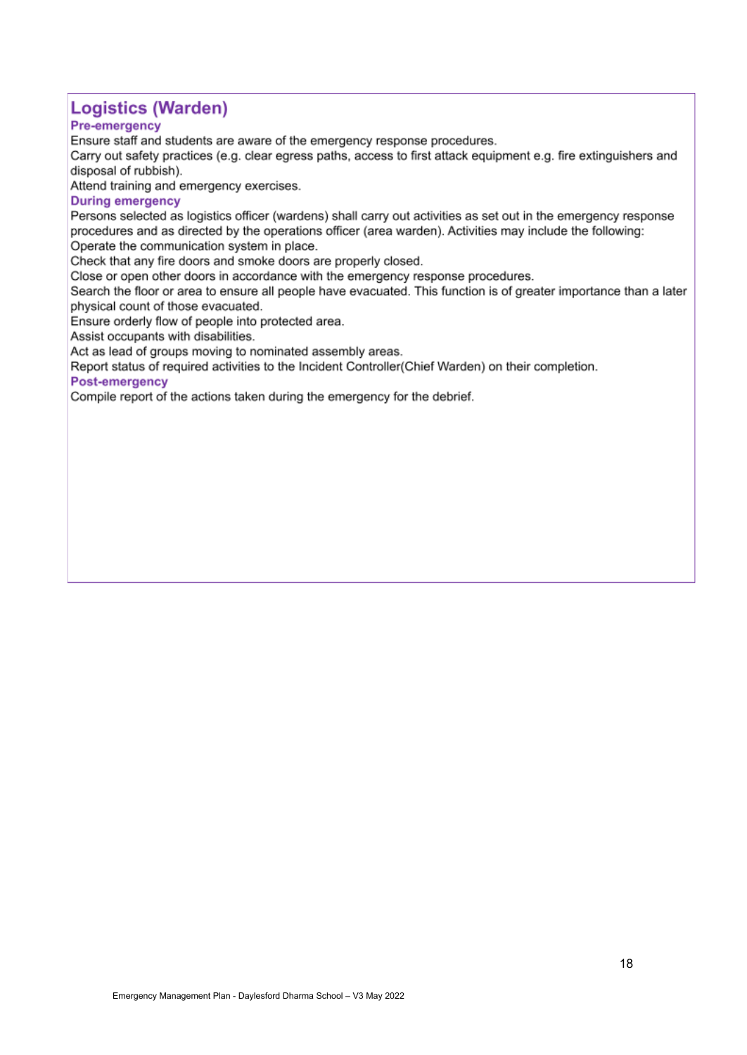## Logistics (Warden)

### Pre-emergency

Ensure staff and students are aware of the emergency response procedures.

Carry out safety practices (e.g. clear egress paths, access to first attack equipment e.g. fire extinguishers and disposal of rubbish).

Attend training and emergency exercises.

### During emergency

Persons selected as logistics officer (wardens) shall carry out activities as set out in the emergency response procedures and as directed by the operations officer (area warden). Activities may include the following:

Operate the communication system in place.

Check that any fire doors and smoke doors are properly closed.

Close or open other doors in accordance with the emergency response procedures.

Search the floor or area to ensure all people have evacuated. This function is of greater importance than a later physical count of those evacuated.

Ensure orderly flow of people into protected area.

Assist occupants with disabilities.

Act as lead of groups moving to nominated assembly areas.

Report status of required activities to the Incident Controller(Chief Warden) on their completion.

### Post-emergency

Compile report of the actions taken during the emergency for the debrief.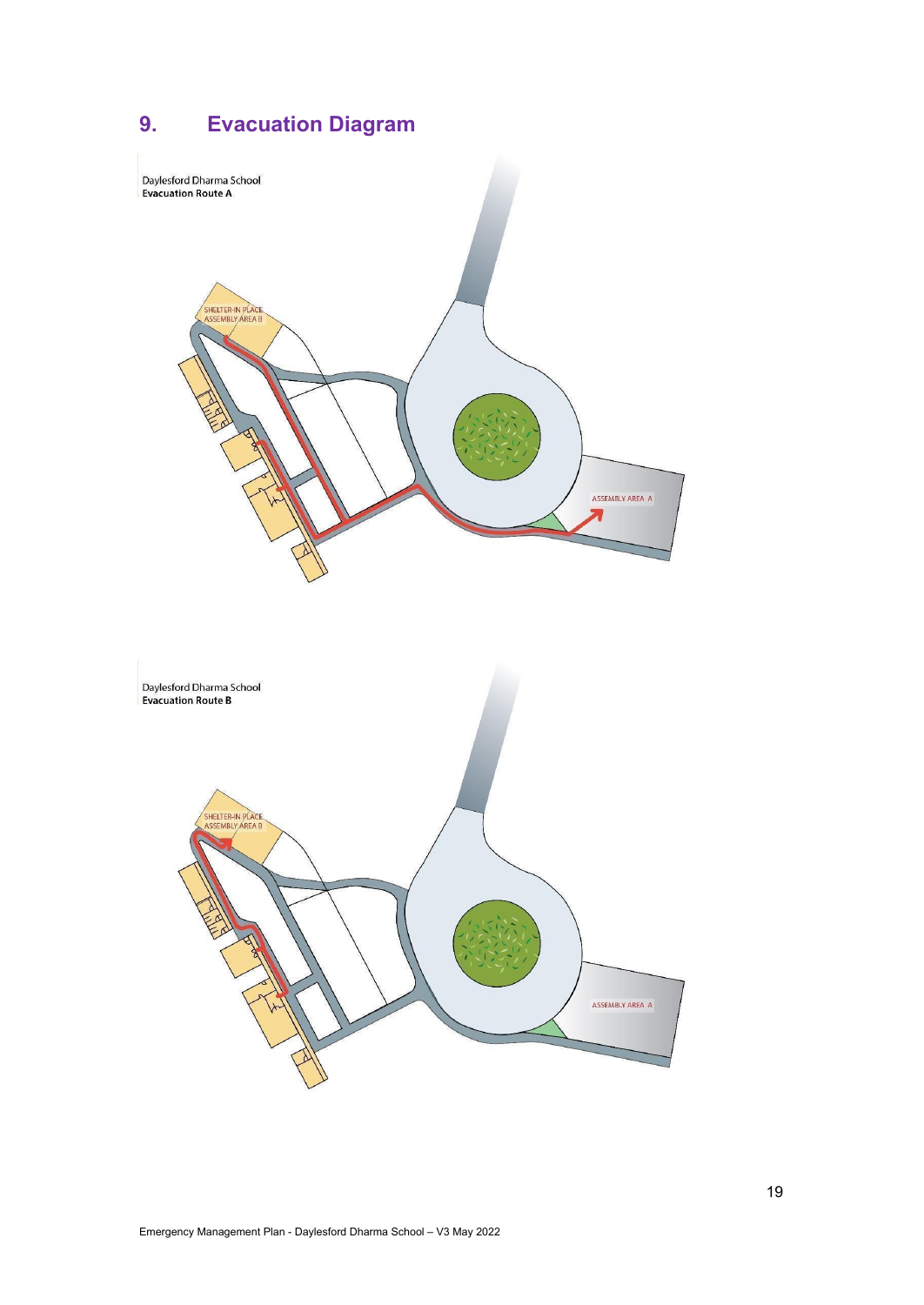# 9. Evacuation Diagram

Daylesford Dharma School
**Evacuation Route A**

SHELTER-IN PLACE
ASSEMBLY AREA B

ASSEMBLY AREA A

Daylesford Dharma School
**Evacuation Route B**

SHELTER-IN PLACE
ASSEMBLY AREA B

ASSEMBLY AREA A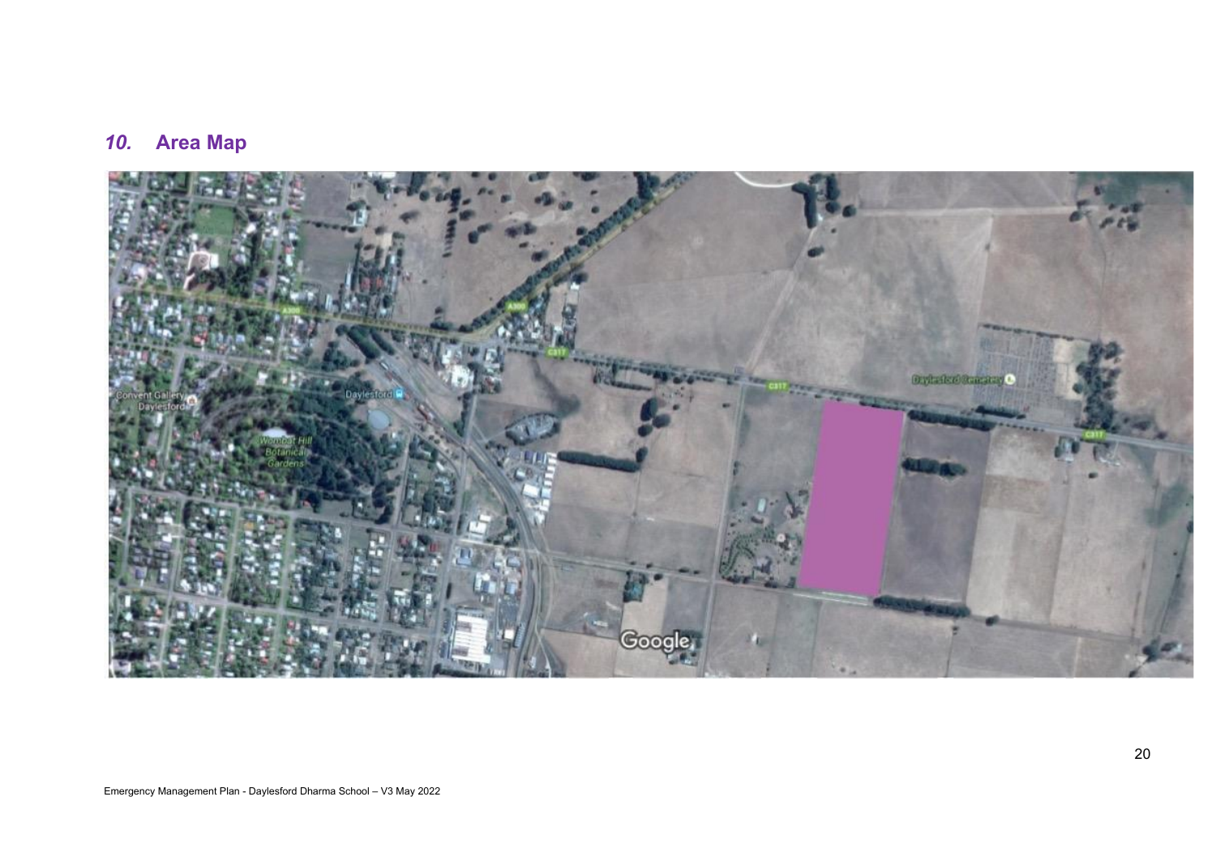## *10.* Area Map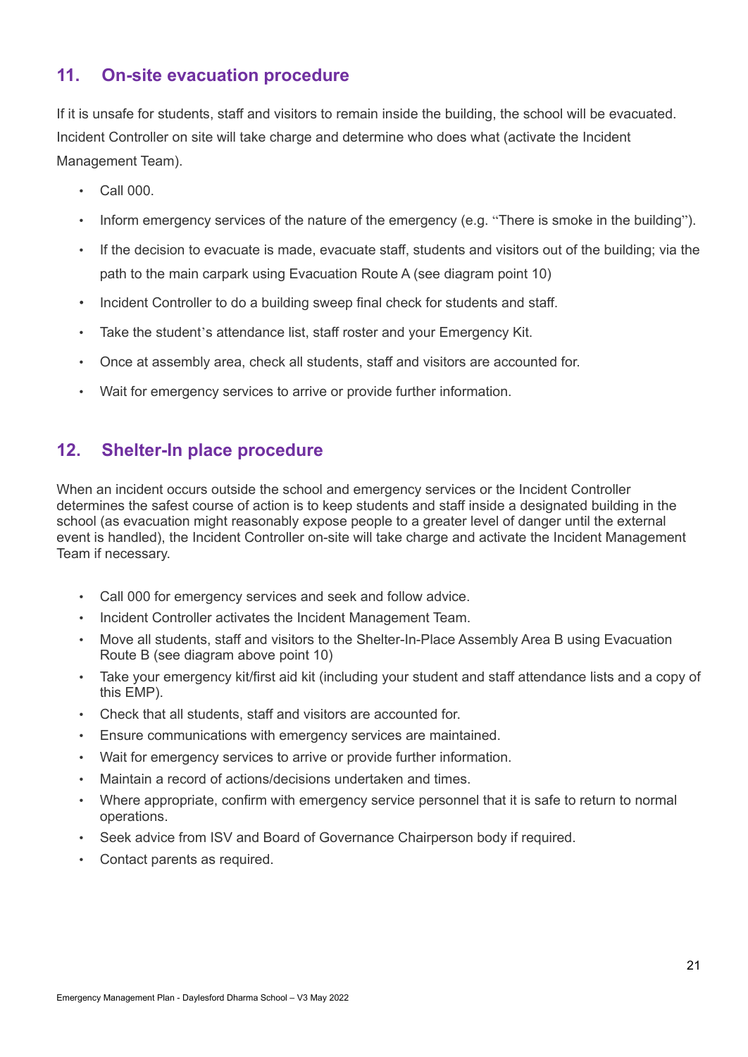## 11. On-site evacuation procedure

If it is unsafe for students, staff and visitors to remain inside the building, the school will be evacuated. Incident Controller on site will take charge and determine who does what (activate the Incident Management Team).

- Call 000.
- Inform emergency services of the nature of the emergency (e.g. "There is smoke in the building").
- If the decision to evacuate is made, evacuate staff, students and visitors out of the building; via the path to the main carpark using Evacuation Route A (see diagram point 10)
- Incident Controller to do a building sweep final check for students and staff.
- Take the student's attendance list, staff roster and your Emergency Kit.
- Once at assembly area, check all students, staff and visitors are accounted for.
- Wait for emergency services to arrive or provide further information.

## 12. Shelter-In place procedure

When an incident occurs outside the school and emergency services or the Incident Controller determines the safest course of action is to keep students and staff inside a designated building in the school (as evacuation might reasonably expose people to a greater level of danger until the external event is handled), the Incident Controller on-site will take charge and activate the Incident Management Team if necessary.

- Call 000 for emergency services and seek and follow advice.
- Incident Controller activates the Incident Management Team.
- Move all students, staff and visitors to the Shelter-In-Place Assembly Area B using Evacuation Route B (see diagram above point 10)
- Take your emergency kit/first aid kit (including your student and staff attendance lists and a copy of this EMP).
- Check that all students, staff and visitors are accounted for.
- Ensure communications with emergency services are maintained.
- Wait for emergency services to arrive or provide further information.
- Maintain a record of actions/decisions undertaken and times.
- Where appropriate, confirm with emergency service personnel that it is safe to return to normal operations.
- Seek advice from ISV and Board of Governance Chairperson body if required.
- Contact parents as required.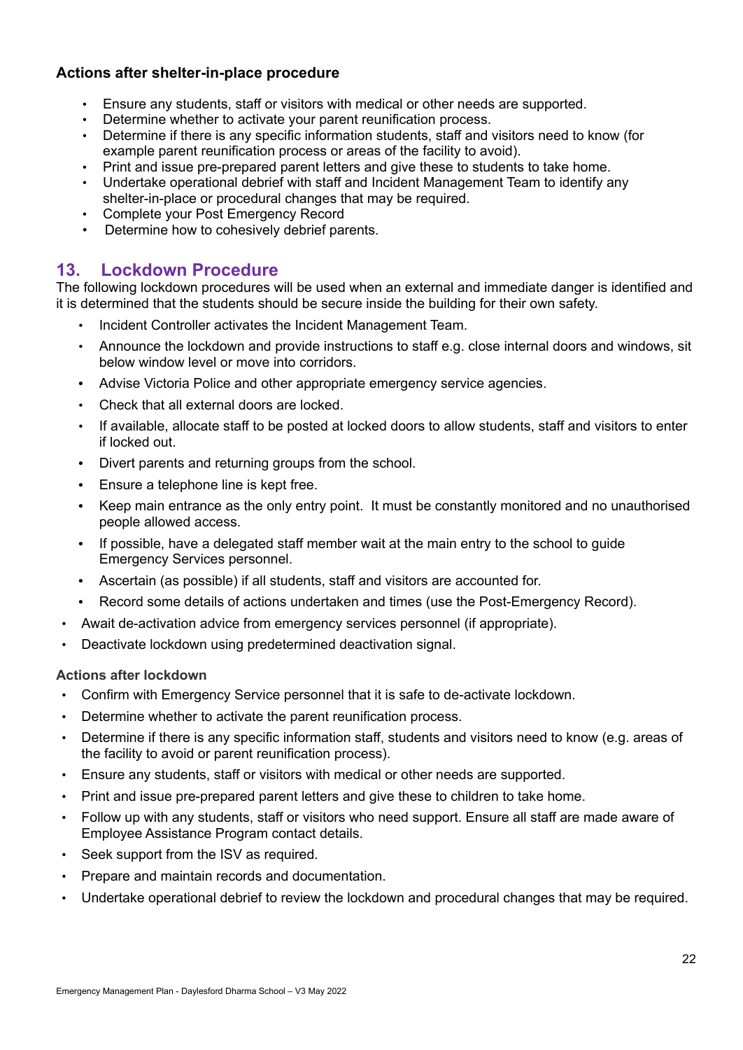### Actions after shelter-in-place procedure

- Ensure any students, staff or visitors with medical or other needs are supported.
- Determine whether to activate your parent reunification process.
- Determine if there is any specific information students, staff and visitors need to know (for example parent reunification process or areas of the facility to avoid).
- Print and issue pre-prepared parent letters and give these to students to take home.
- Undertake operational debrief with staff and Incident Management Team to identify any shelter-in-place or procedural changes that may be required.
- Complete your Post Emergency Record
- Determine how to cohesively debrief parents.

## 13. Lockdown Procedure

The following lockdown procedures will be used when an external and immediate danger is identified and it is determined that the students should be secure inside the building for their own safety.

- Incident Controller activates the Incident Management Team.
- Announce the lockdown and provide instructions to staff e.g. close internal doors and windows, sit below window level or move into corridors.
- Advise Victoria Police and other appropriate emergency service agencies.
- Check that all external doors are locked.
- If available, allocate staff to be posted at locked doors to allow students, staff and visitors to enter if locked out.
- Divert parents and returning groups from the school.
- Ensure a telephone line is kept free.
- Keep main entrance as the only entry point. It must be constantly monitored and no unauthorised people allowed access.
- If possible, have a delegated staff member wait at the main entry to the school to guide Emergency Services personnel.
- Ascertain (as possible) if all students, staff and visitors are accounted for.
- Record some details of actions undertaken and times (use the Post-Emergency Record).
- Await de-activation advice from emergency services personnel (if appropriate).
- Deactivate lockdown using predetermined deactivation signal.

### Actions after lockdown

- Confirm with Emergency Service personnel that it is safe to de-activate lockdown.
- Determine whether to activate the parent reunification process.
- Determine if there is any specific information staff, students and visitors need to know (e.g. areas of the facility to avoid or parent reunification process).
- Ensure any students, staff or visitors with medical or other needs are supported.
- Print and issue pre-prepared parent letters and give these to children to take home.
- Follow up with any students, staff or visitors who need support. Ensure all staff are made aware of Employee Assistance Program contact details.
- Seek support from the ISV as required.
- Prepare and maintain records and documentation.
- Undertake operational debrief to review the lockdown and procedural changes that may be required.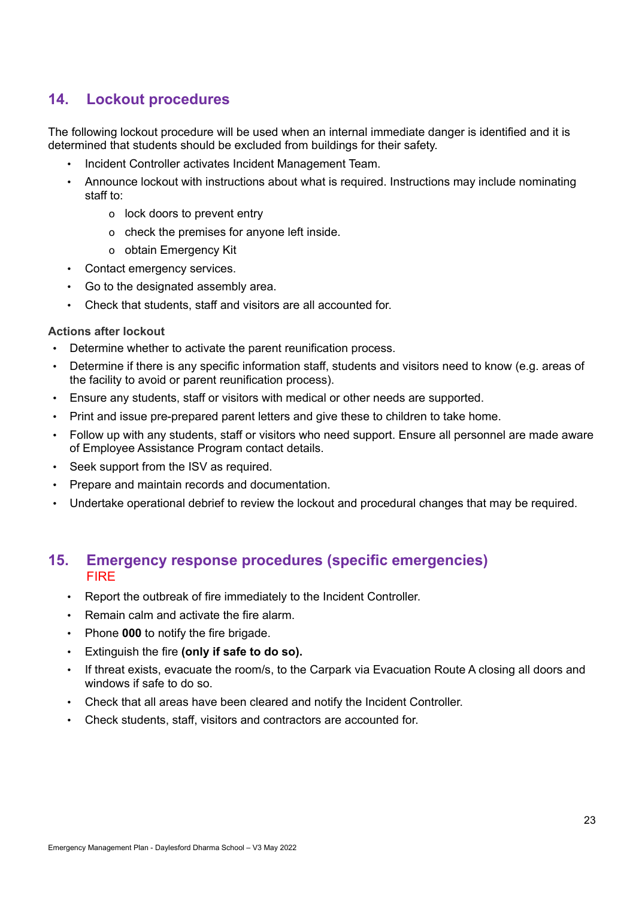## 14. Lockout procedures

The following lockout procedure will be used when an internal immediate danger is identified and it is determined that students should be excluded from buildings for their safety.

- Incident Controller activates Incident Management Team.
- Announce lockout with instructions about what is required. Instructions may include nominating staff to:
  - lock doors to prevent entry
  - check the premises for anyone left inside.
  - obtain Emergency Kit
- Contact emergency services.
- Go to the designated assembly area.
- Check that students, staff and visitors are all accounted for.

**Actions after lockout**

- Determine whether to activate the parent reunification process.
- Determine if there is any specific information staff, students and visitors need to know (e.g. areas of the facility to avoid or parent reunification process).
- Ensure any students, staff or visitors with medical or other needs are supported.
- Print and issue pre-prepared parent letters and give these to children to take home.
- Follow up with any students, staff or visitors who need support. Ensure all personnel are made aware of Employee Assistance Program contact details.
- Seek support from the ISV as required.
- Prepare and maintain records and documentation.
- Undertake operational debrief to review the lockout and procedural changes that may be required.

## 15. Emergency response procedures (specific emergencies)

### FIRE

- Report the outbreak of fire immediately to the Incident Controller.
- Remain calm and activate the fire alarm.
- Phone **000** to notify the fire brigade.
- Extinguish the fire **(only if safe to do so).**
- If threat exists, evacuate the room/s, to the Carpark via Evacuation Route A closing all doors and windows if safe to do so.
- Check that all areas have been cleared and notify the Incident Controller.
- Check students, staff, visitors and contractors are accounted for.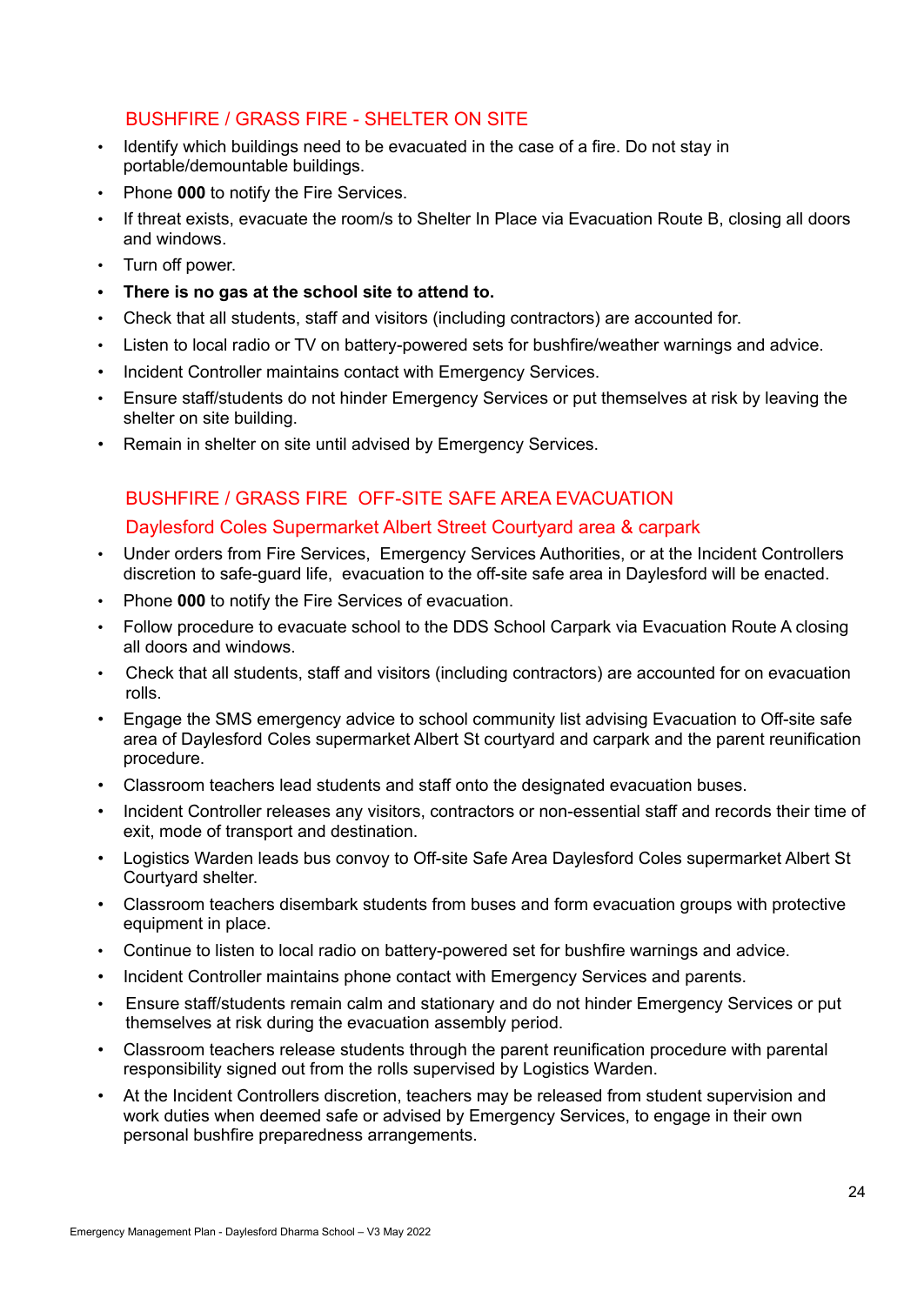## BUSHFIRE / GRASS FIRE - SHELTER ON SITE

- Identify which buildings need to be evacuated in the case of a fire. Do not stay in portable/demountable buildings.
- Phone **000** to notify the Fire Services.
- If threat exists, evacuate the room/s to Shelter In Place via Evacuation Route B, closing all doors and windows.
- Turn off power.
- **There is no gas at the school site to attend to.**
- Check that all students, staff and visitors (including contractors) are accounted for.
- Listen to local radio or TV on battery-powered sets for bushfire/weather warnings and advice.
- Incident Controller maintains contact with Emergency Services.
- Ensure staff/students do not hinder Emergency Services or put themselves at risk by leaving the shelter on site building.
- Remain in shelter on site until advised by Emergency Services.

## BUSHFIRE / GRASS FIRE OFF-SITE SAFE AREA EVACUATION

### Daylesford Coles Supermarket Albert Street Courtyard area & carpark

- Under orders from Fire Services, Emergency Services Authorities, or at the Incident Controllers discretion to safe-guard life, evacuation to the off-site safe area in Daylesford will be enacted.
- Phone **000** to notify the Fire Services of evacuation.
- Follow procedure to evacuate school to the DDS School Carpark via Evacuation Route A closing all doors and windows.
- Check that all students, staff and visitors (including contractors) are accounted for on evacuation rolls.
- Engage the SMS emergency advice to school community list advising Evacuation to Off-site safe area of Daylesford Coles supermarket Albert St courtyard and carpark and the parent reunification procedure.
- Classroom teachers lead students and staff onto the designated evacuation buses.
- Incident Controller releases any visitors, contractors or non-essential staff and records their time of exit, mode of transport and destination.
- Logistics Warden leads bus convoy to Off-site Safe Area Daylesford Coles supermarket Albert St Courtyard shelter.
- Classroom teachers disembark students from buses and form evacuation groups with protective equipment in place.
- Continue to listen to local radio on battery-powered set for bushfire warnings and advice.
- Incident Controller maintains phone contact with Emergency Services and parents.
- Ensure staff/students remain calm and stationary and do not hinder Emergency Services or put themselves at risk during the evacuation assembly period.
- Classroom teachers release students through the parent reunification procedure with parental responsibility signed out from the rolls supervised by Logistics Warden.
- At the Incident Controllers discretion, teachers may be released from student supervision and work duties when deemed safe or advised by Emergency Services, to engage in their own personal bushfire preparedness arrangements.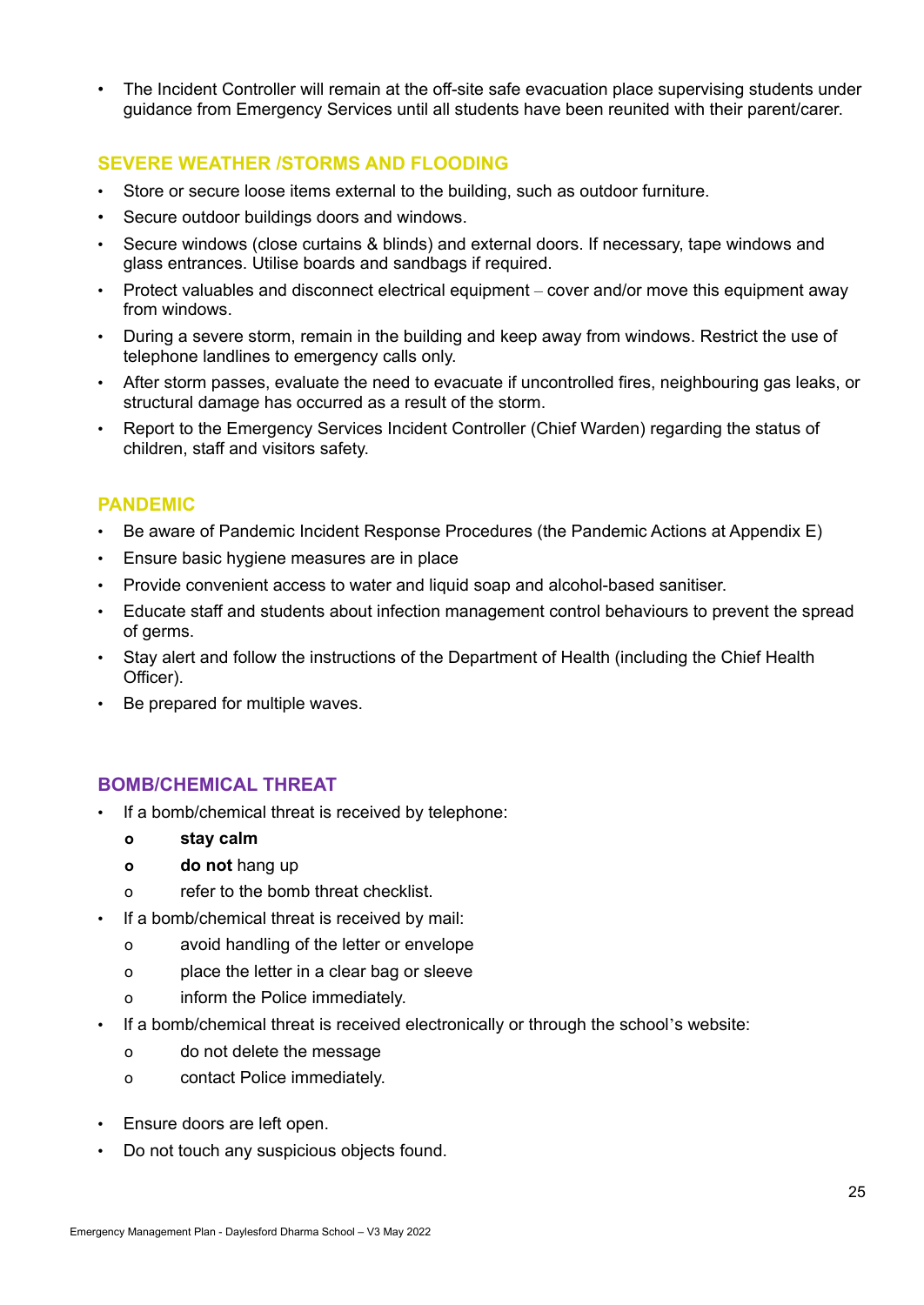- The Incident Controller will remain at the off-site safe evacuation place supervising students under guidance from Emergency Services until all students have been reunited with their parent/carer.

### SEVERE WEATHER /STORMS AND FLOODING

- Store or secure loose items external to the building, such as outdoor furniture.
- Secure outdoor buildings doors and windows.
- Secure windows (close curtains & blinds) and external doors. If necessary, tape windows and glass entrances. Utilise boards and sandbags if required.
- Protect valuables and disconnect electrical equipment – cover and/or move this equipment away from windows.
- During a severe storm, remain in the building and keep away from windows. Restrict the use of telephone landlines to emergency calls only.
- After storm passes, evaluate the need to evacuate if uncontrolled fires, neighbouring gas leaks, or structural damage has occurred as a result of the storm.
- Report to the Emergency Services Incident Controller (Chief Warden) regarding the status of children, staff and visitors safety.

### PANDEMIC

- Be aware of Pandemic Incident Response Procedures (the Pandemic Actions at Appendix E)
- Ensure basic hygiene measures are in place
- Provide convenient access to water and liquid soap and alcohol-based sanitiser.
- Educate staff and students about infection management control behaviours to prevent the spread of germs.
- Stay alert and follow the instructions of the Department of Health (including the Chief Health Officer).
- Be prepared for multiple waves.

### BOMB/CHEMICAL THREAT

- If a bomb/chemical threat is received by telephone:
  - **stay calm**
  - **do not** hang up
  - refer to the bomb threat checklist.
- If a bomb/chemical threat is received by mail:
  - avoid handling of the letter or envelope
  - place the letter in a clear bag or sleeve
  - inform the Police immediately.
- If a bomb/chemical threat is received electronically or through the school's website:
  - do not delete the message
  - contact Police immediately.
- Ensure doors are left open.
- Do not touch any suspicious objects found.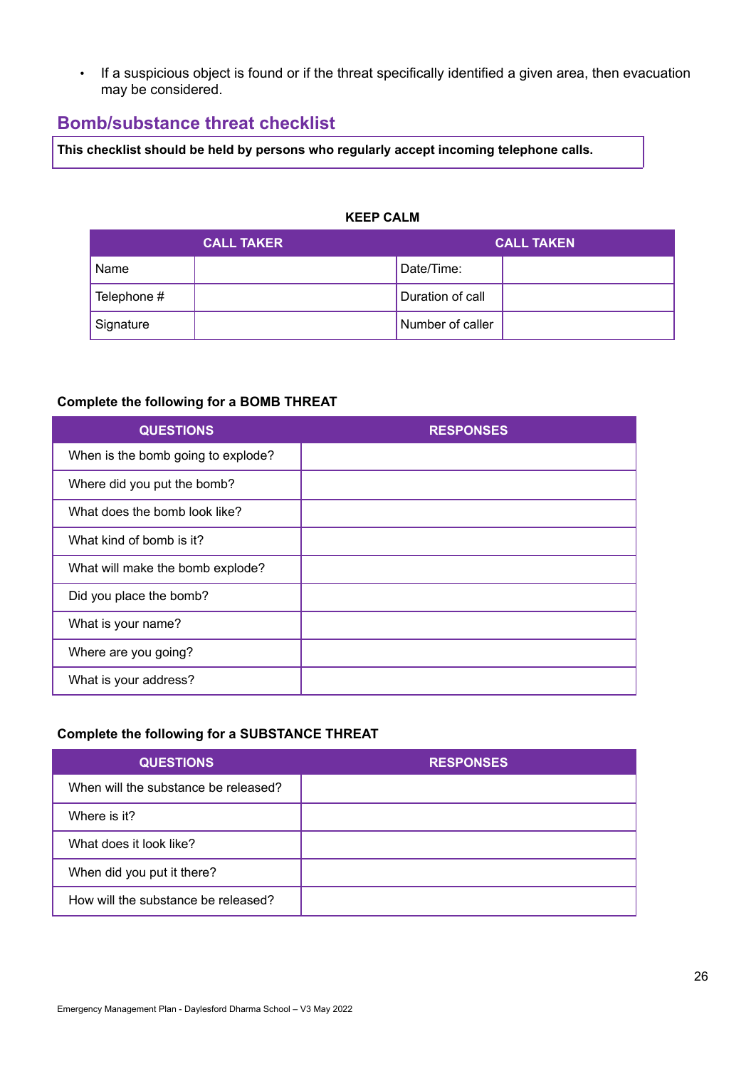- If a suspicious object is found or if the threat specifically identified a given area, then evacuation may be considered.

## Bomb/substance threat checklist

**This checklist should be held by persons who regularly accept incoming telephone calls.**

**KEEP CALM**

| CALL TAKER | | CALL TAKEN | |
|---|---|---|---|
| Name | | Date/Time: | |
| Telephone # | | Duration of call | |
| Signature | | Number of caller | |

**Complete the following for a BOMB THREAT**

| QUESTIONS | RESPONSES |
|---|---|
| When is the bomb going to explode? | |
| Where did you put the bomb? | |
| What does the bomb look like? | |
| What kind of bomb is it? | |
| What will make the bomb explode? | |
| Did you place the bomb? | |
| What is your name? | |
| Where are you going? | |
| What is your address? | |

**Complete the following for a SUBSTANCE THREAT**

| QUESTIONS | RESPONSES |
|---|---|
| When will the substance be released? | |
| Where is it? | |
| What does it look like? | |
| When did you put it there? | |
| How will the substance be released? | |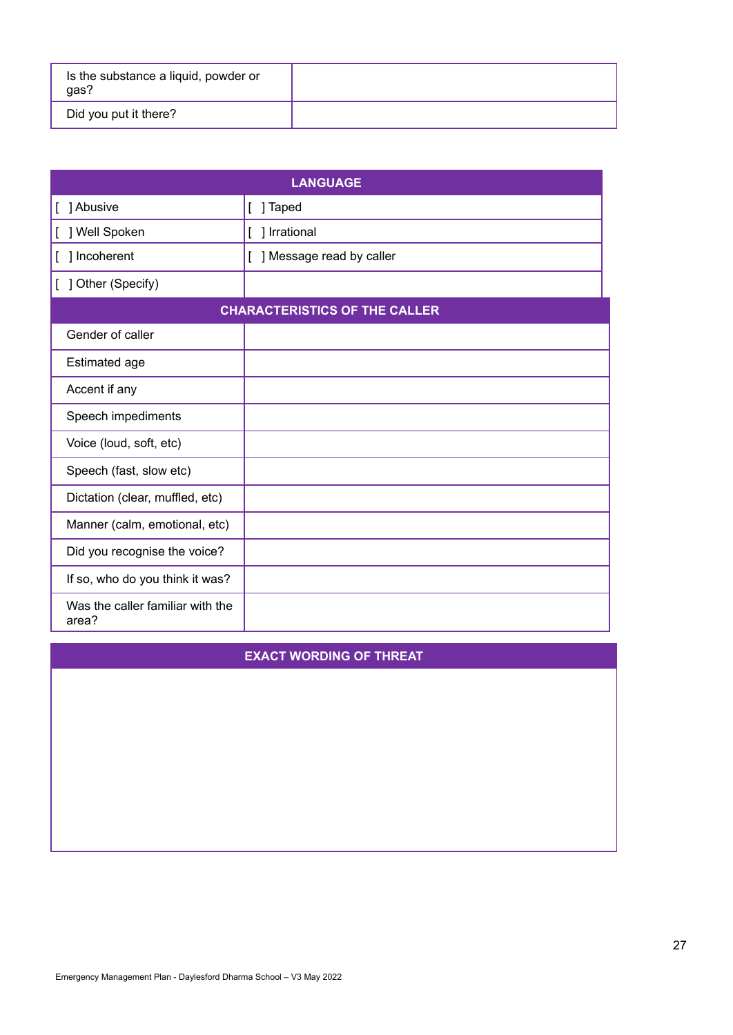| Is the substance a liquid, powder or gas? | |
|---|---|
| Did you put it there? | |

| LANGUAGE | |
|---|---|
| [ ] Abusive | [ ] Taped |
| [ ] Well Spoken | [ ] Irrational |
| [ ] Incoherent | [ ] Message read by caller |
| [ ] Other (Specify) | |

| CHARACTERISTICS OF THE CALLER | |
|---|---|
| Gender of caller | |
| Estimated age | |
| Accent if any | |
| Speech impediments | |
| Voice (loud, soft, etc) | |
| Speech (fast, slow etc) | |
| Dictation (clear, muffled, etc) | |
| Manner (calm, emotional, etc) | |
| Did you recognise the voice? | |
| If so, who do you think it was? | |
| Was the caller familiar with the area? | |

| EXACT WORDING OF THREAT |
|---|
| |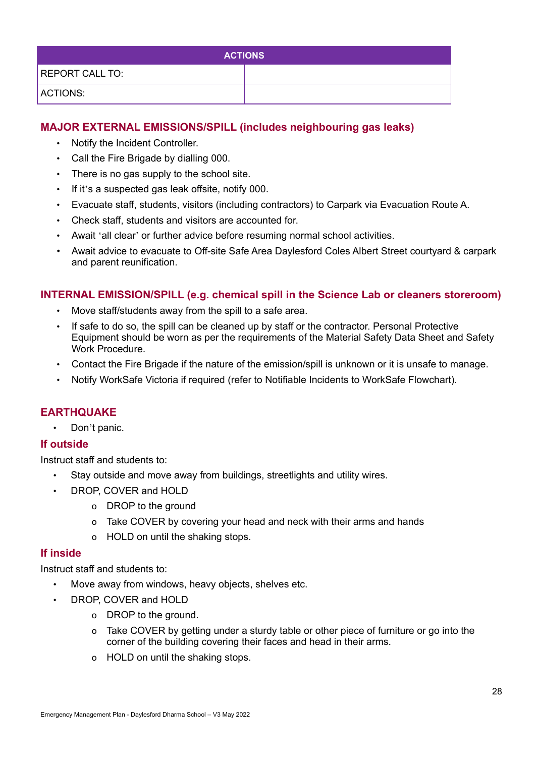| ACTIONS | |
|---|---|
| REPORT CALL TO: | |
| ACTIONS: | |

### MAJOR EXTERNAL EMISSIONS/SPILL (includes neighbouring gas leaks)

- Notify the Incident Controller.
- Call the Fire Brigade by dialling 000.
- There is no gas supply to the school site.
- If it's a suspected gas leak offsite, notify 000.
- Evacuate staff, students, visitors (including contractors) to Carpark via Evacuation Route A.
- Check staff, students and visitors are accounted for.
- Await 'all clear' or further advice before resuming normal school activities.
- Await advice to evacuate to Off-site Safe Area Daylesford Coles Albert Street courtyard & carpark and parent reunification.

### INTERNAL EMISSION/SPILL (e.g. chemical spill in the Science Lab or cleaners storeroom)

- Move staff/students away from the spill to a safe area.
- If safe to do so, the spill can be cleaned up by staff or the contractor. Personal Protective Equipment should be worn as per the requirements of the Material Safety Data Sheet and Safety Work Procedure.
- Contact the Fire Brigade if the nature of the emission/spill is unknown or it is unsafe to manage.
- Notify WorkSafe Victoria if required (refer to Notifiable Incidents to WorkSafe Flowchart).

### EARTHQUAKE

- Don't panic.

### If outside

Instruct staff and students to:

- Stay outside and move away from buildings, streetlights and utility wires.
- DROP, COVER and HOLD
  - DROP to the ground
  - Take COVER by covering your head and neck with their arms and hands
  - HOLD on until the shaking stops.

### If inside

Instruct staff and students to:

- Move away from windows, heavy objects, shelves etc.
- DROP, COVER and HOLD
  - DROP to the ground.
  - Take COVER by getting under a sturdy table or other piece of furniture or go into the corner of the building covering their faces and head in their arms.
  - HOLD on until the shaking stops.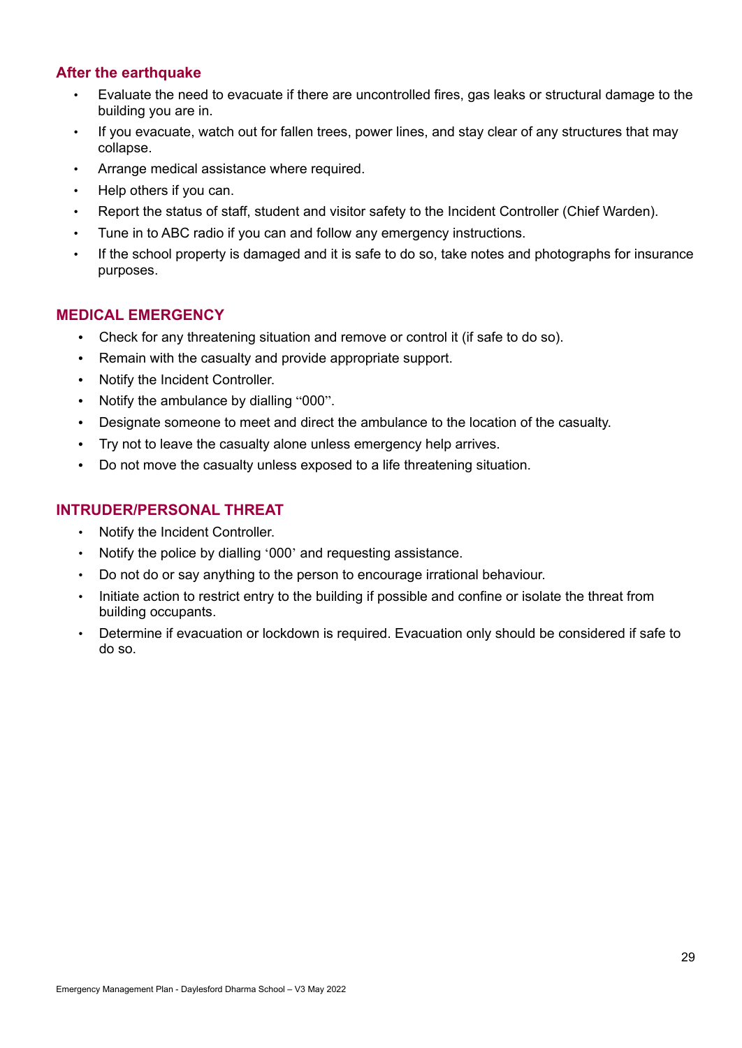### After the earthquake

- Evaluate the need to evacuate if there are uncontrolled fires, gas leaks or structural damage to the building you are in.
- If you evacuate, watch out for fallen trees, power lines, and stay clear of any structures that may collapse.
- Arrange medical assistance where required.
- Help others if you can.
- Report the status of staff, student and visitor safety to the Incident Controller (Chief Warden).
- Tune in to ABC radio if you can and follow any emergency instructions.
- If the school property is damaged and it is safe to do so, take notes and photographs for insurance purposes.

### MEDICAL EMERGENCY

- Check for any threatening situation and remove or control it (if safe to do so).
- Remain with the casualty and provide appropriate support.
- Notify the Incident Controller.
- Notify the ambulance by dialling “000”.
- Designate someone to meet and direct the ambulance to the location of the casualty.
- Try not to leave the casualty alone unless emergency help arrives.
- Do not move the casualty unless exposed to a life threatening situation.

### INTRUDER/PERSONAL THREAT

- Notify the Incident Controller.
- Notify the police by dialling ‘000’ and requesting assistance.
- Do not do or say anything to the person to encourage irrational behaviour.
- Initiate action to restrict entry to the building if possible and confine or isolate the threat from building occupants.
- Determine if evacuation or lockdown is required. Evacuation only should be considered if safe to do so.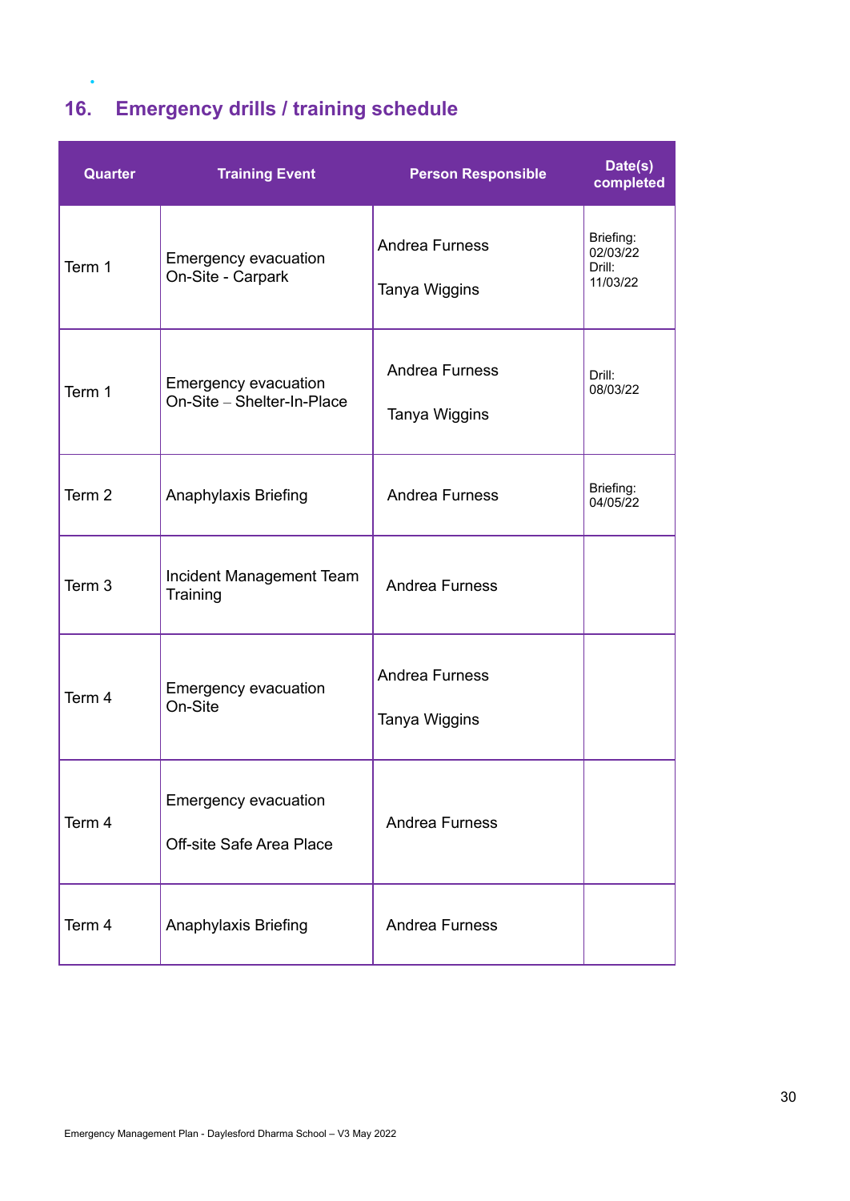## 16. Emergency drills / training schedule

| Quarter | Training Event | Person Responsible | Date(s) completed |
|---|---|---|---|
| Term 1 | Emergency evacuation On-Site - Carpark | Andrea Furness<br><br>Tanya Wiggins | Briefing: 02/03/22<br>Drill: 11/03/22 |
| Term 1 | Emergency evacuation On-Site – Shelter-In-Place | Andrea Furness<br><br>Tanya Wiggins | Drill: 08/03/22 |
| Term 2 | Anaphylaxis Briefing | Andrea Furness | Briefing: 04/05/22 |
| Term 3 | Incident Management Team Training | Andrea Furness | |
| Term 4 | Emergency evacuation On-Site | Andrea Furness<br><br>Tanya Wiggins | |
| Term 4 | Emergency evacuation<br><br>Off-site Safe Area Place | Andrea Furness | |
| Term 4 | Anaphylaxis Briefing | Andrea Furness | |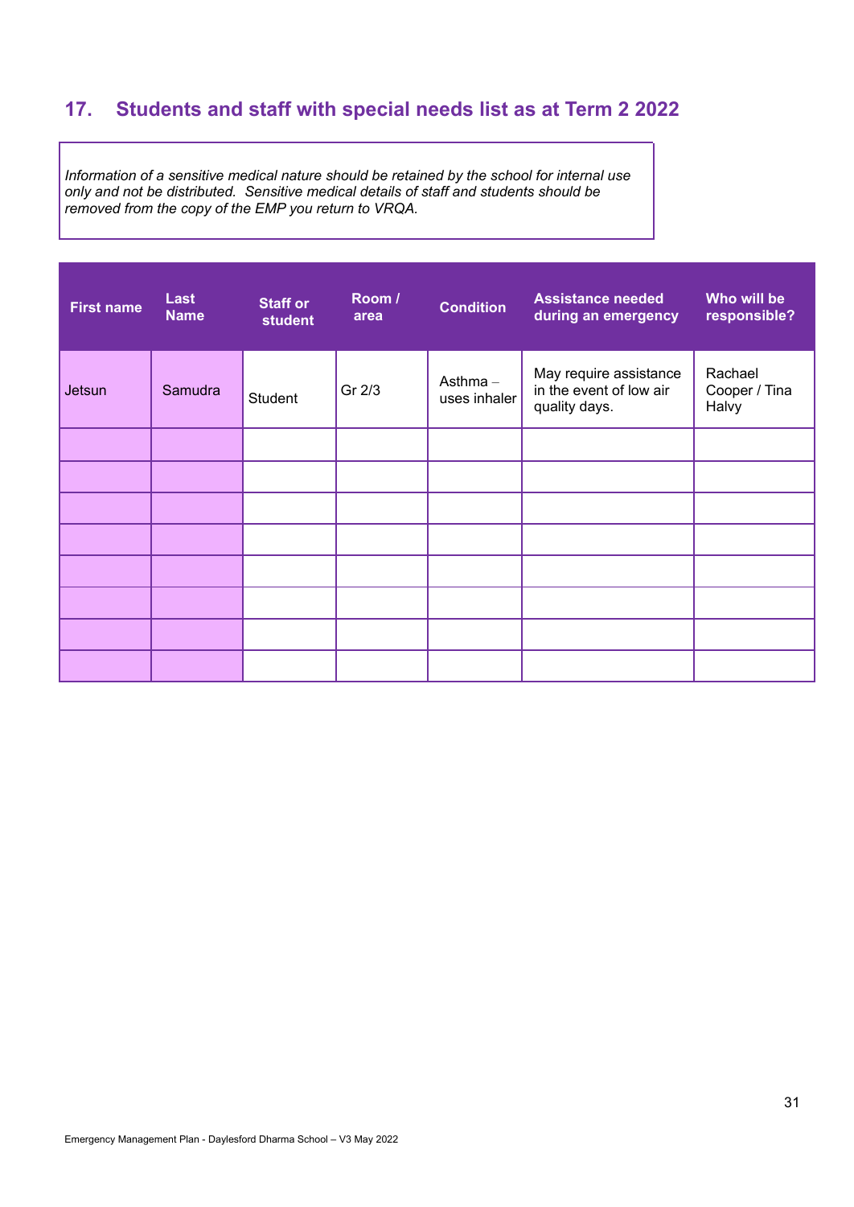## 17. Students and staff with special needs list as at Term 2 2022

*Information of a sensitive medical nature should be retained by the school for internal use only and not be distributed. Sensitive medical details of staff and students should be removed from the copy of the EMP you return to VRQA.*

| First name | Last Name | Staff or student | Room / area | Condition | Assistance needed during an emergency | Who will be responsible? |
|---|---|---|---|---|---|---|
| Jetsun | Samudra | Student | Gr 2/3 | Asthma – uses inhaler | May require assistance in the event of low air quality days. | Rachael Cooper / Tina Halvy |
| | | | | | | |
| | | | | | | |
| | | | | | | |
| | | | | | | |
| | | | | | | |
| | | | | | | |
| | | | | | | |
| | | | | | | |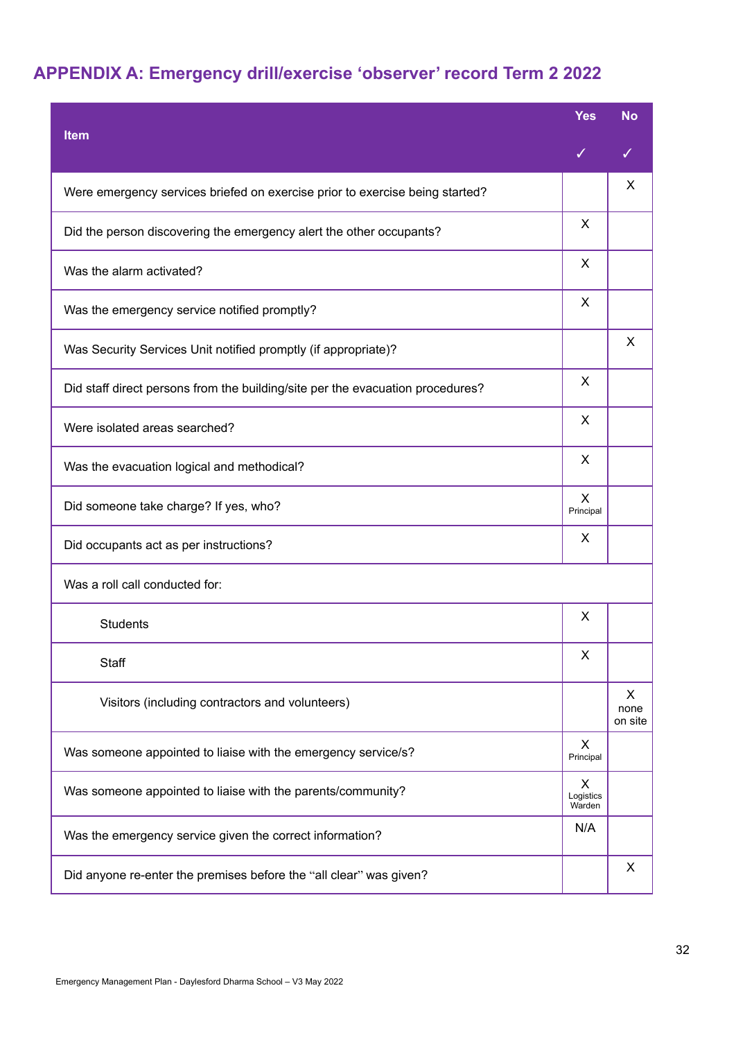## APPENDIX A: Emergency drill/exercise 'observer' record Term 2 2022

| Item | Yes ✓ | No ✓ |
|---|---|---|
| Were emergency services briefed on exercise prior to exercise being started? | | X |
| Did the person discovering the emergency alert the other occupants? | X | |
| Was the alarm activated? | X | |
| Was the emergency service notified promptly? | X | |
| Was Security Services Unit notified promptly (if appropriate)? | | X |
| Did staff direct persons from the building/site per the evacuation procedures? | X | |
| Were isolated areas searched? | X | |
| Was the evacuation logical and methodical? | X | |
| Did someone take charge? If yes, who? | X Principal | |
| Did occupants act as per instructions? | X | |
| Was a roll call conducted for: | | |
| Students | X | |
| Staff | X | |
| Visitors (including contractors and volunteers) | | X none on site |
| Was someone appointed to liaise with the emergency service/s? | X Principal | |
| Was someone appointed to liaise with the parents/community? | X Logistics Warden | |
| Was the emergency service given the correct information? | N/A | |
| Did anyone re-enter the premises before the "all clear" was given? | | X |

Emergency Management Plan - Daylesford Dharma School – V3 May 2022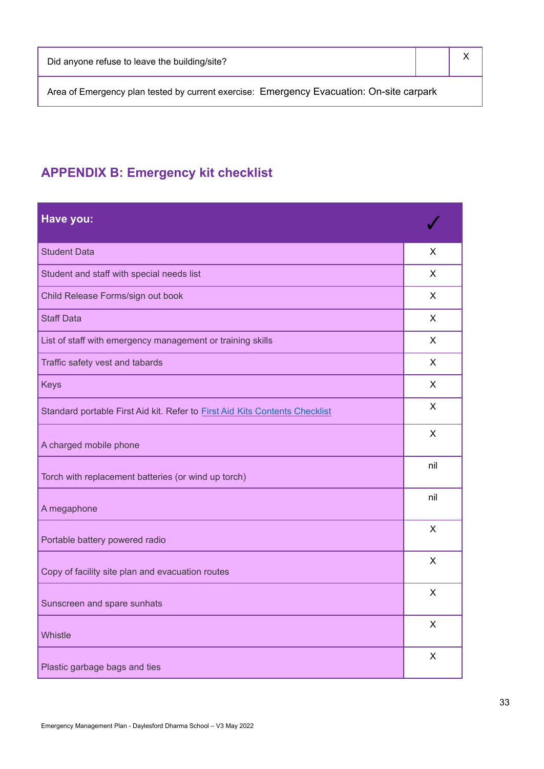| Did anyone refuse to leave the building/site? | | X |
|---|---|---|
| Area of Emergency plan tested by current exercise: Emergency Evacuation: On-site carpark | | |

## APPENDIX B: Emergency kit checklist

| Have you: | ✓ |
|---|---|
| Student Data | X |
| Student and staff with special needs list | X |
| Child Release Forms/sign out book | X |
| Staff Data | X |
| List of staff with emergency management or training skills | X |
| Traffic safety vest and tabards | X |
| Keys | X |
| Standard portable First Aid kit. Refer to First Aid Kits Contents Checklist | X |
| A charged mobile phone | X |
| Torch with replacement batteries (or wind up torch) | nil |
| A megaphone | nil |
| Portable battery powered radio | X |
| Copy of facility site plan and evacuation routes | X |
| Sunscreen and spare sunhats | X |
| Whistle | X |
| Plastic garbage bags and ties | X |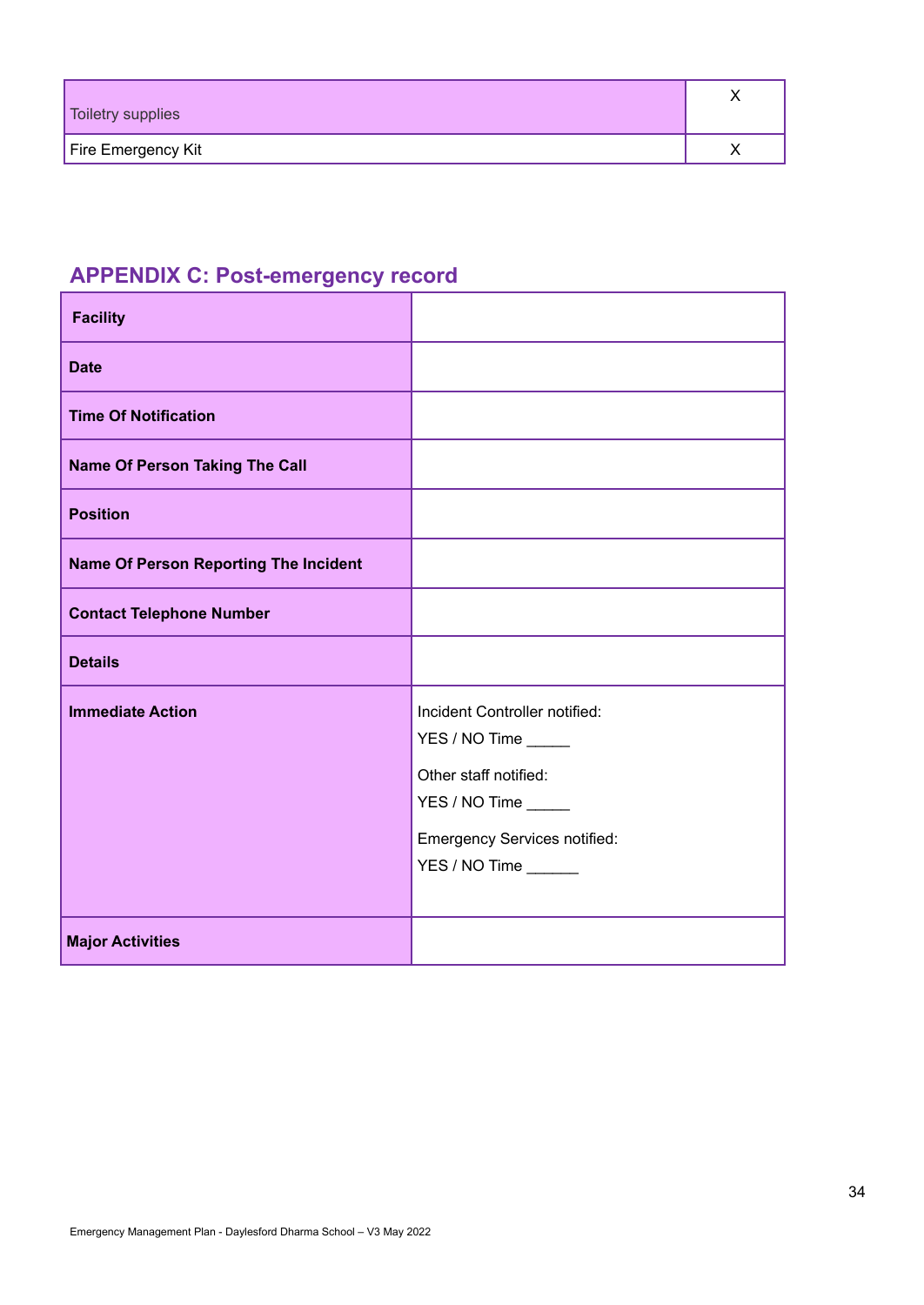| | |
|---|---|
| Toiletry supplies | X |
| Fire Emergency Kit | X |

## APPENDIX C: Post-emergency record

| | |
|---|---|
| **Facility** | |
| **Date** | |
| **Time Of Notification** | |
| **Name Of Person Taking The Call** | |
| **Position** | |
| **Name Of Person Reporting The Incident** | |
| **Contact Telephone Number** | |
| **Details** | |
| **Immediate Action** | Incident Controller notified:<br>YES / NO Time _____<br>Other staff notified:<br>YES / NO Time _____<br>Emergency Services notified:<br>YES / NO Time ______ |
| **Major Activities** | |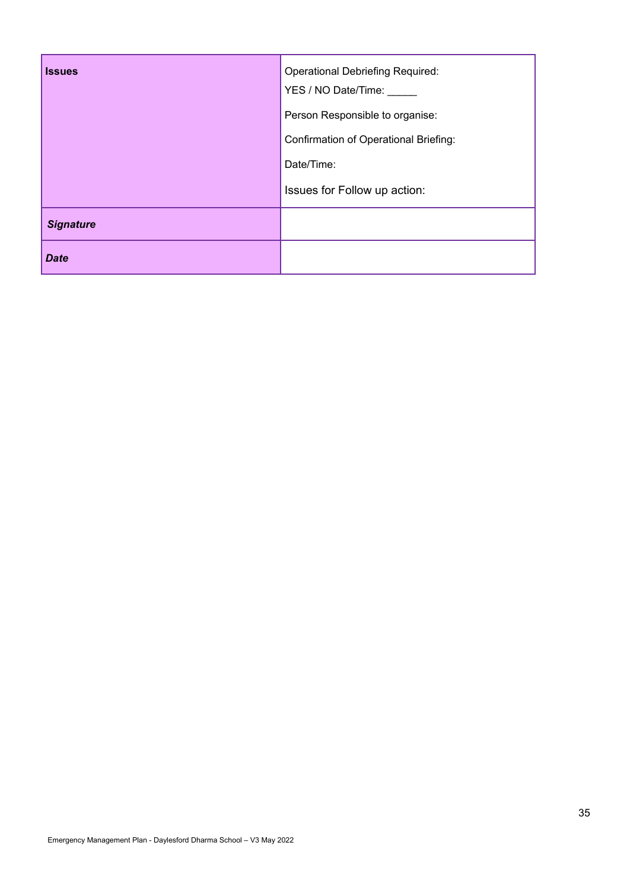| **Issues** | Operational Debriefing Required:<br>YES / NO Date/Time: _____<br>Person Responsible to organise:<br>Confirmation of Operational Briefing:<br>Date/Time:<br>Issues for Follow up action: |
|---|---|
| ***Signature*** | |
| ***Date*** | |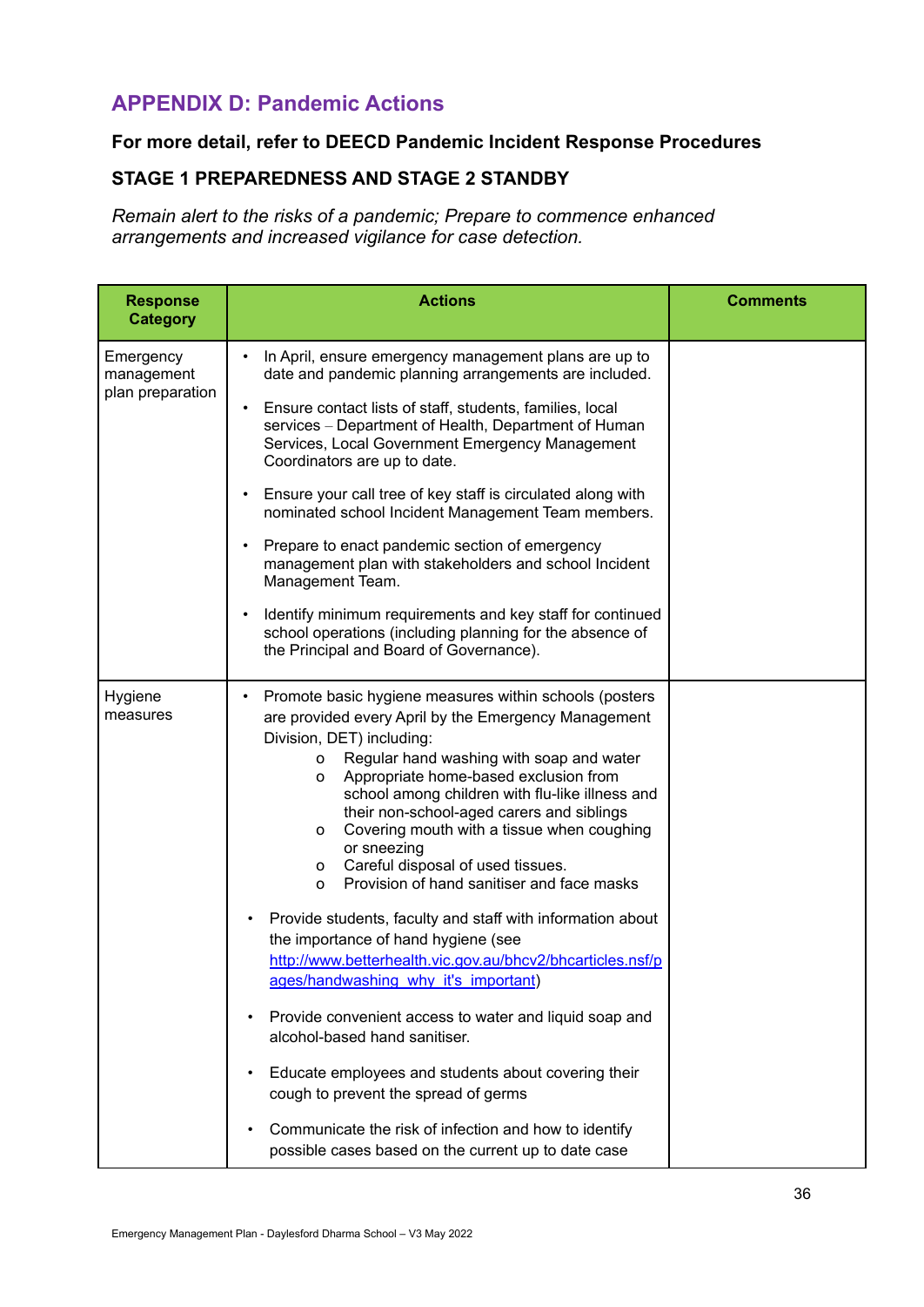## APPENDIX D: Pandemic Actions

**For more detail, refer to DEECD Pandemic Incident Response Procedures**

**STAGE 1 PREPAREDNESS AND STAGE 2 STANDBY**

*Remain alert to the risks of a pandemic; Prepare to commence enhanced arrangements and increased vigilance for case detection.*

| Response Category | Actions | Comments |
|---|---|---|
| Emergency management plan preparation | • In April, ensure emergency management plans are up to date and pandemic planning arrangements are included.<br><br>• Ensure contact lists of staff, students, families, local services – Department of Health, Department of Human Services, Local Government Emergency Management Coordinators are up to date.<br><br>• Ensure your call tree of key staff is circulated along with nominated school Incident Management Team members.<br><br>• Prepare to enact pandemic section of emergency management plan with stakeholders and school Incident Management Team.<br><br>• Identify minimum requirements and key staff for continued school operations (including planning for the absence of the Principal and Board of Governance). | |
| Hygiene measures | • Promote basic hygiene measures within schools (posters are provided every April by the Emergency Management Division, DET) including:<br>o Regular hand washing with soap and water<br>o Appropriate home-based exclusion from school among children with flu-like illness and their non-school-aged carers and siblings<br>o Covering mouth with a tissue when coughing or sneezing<br>o Careful disposal of used tissues.<br>o Provision of hand sanitiser and face masks<br><br>• Provide students, faculty and staff with information about the importance of hand hygiene (see http://www.betterhealth.vic.gov.au/bhcv2/bhcarticles.nsf/pages/handwashing_why_it's_important)<br><br>• Provide convenient access to water and liquid soap and alcohol-based hand sanitiser.<br><br>• Educate employees and students about covering their cough to prevent the spread of germs<br><br>• Communicate the risk of infection and how to identify possible cases based on the current up to date case | |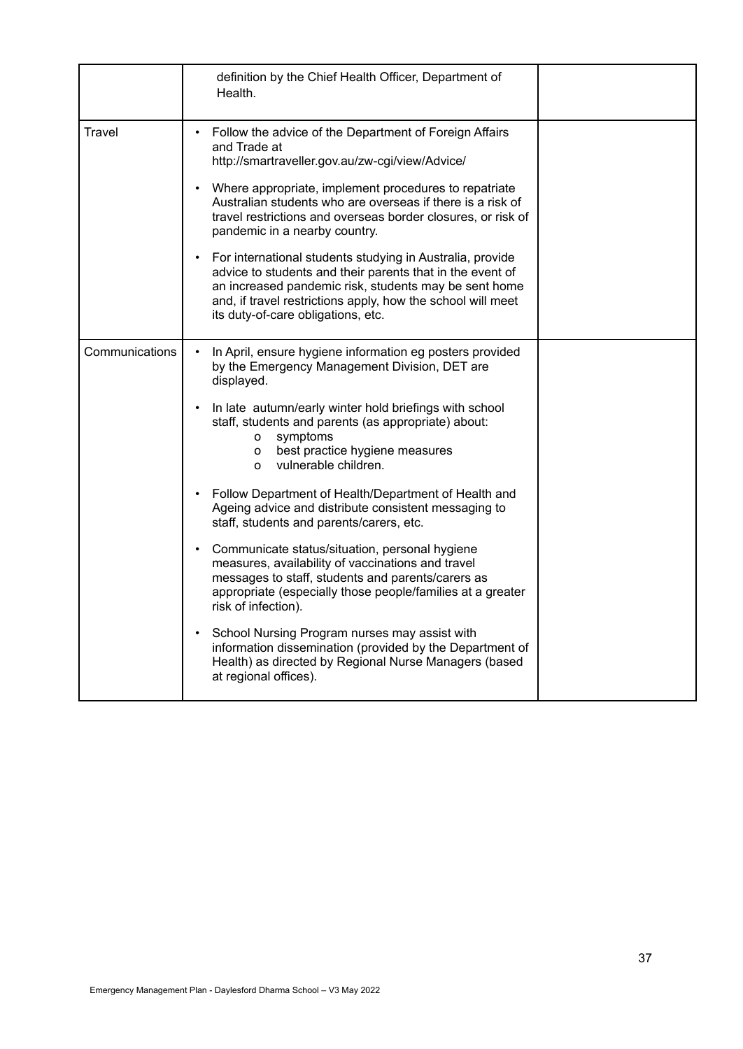| | | |
|---|---|---|
| | definition by the Chief Health Officer, Department of Health. | |
| Travel | • Follow the advice of the Department of Foreign Affairs and Trade at http://smartraveller.gov.au/zw-cgi/view/Advice/<br><br>• Where appropriate, implement procedures to repatriate Australian students who are overseas if there is a risk of travel restrictions and overseas border closures, or risk of pandemic in a nearby country.<br><br>• For international students studying in Australia, provide advice to students and their parents that in the event of an increased pandemic risk, students may be sent home and, if travel restrictions apply, how the school will meet its duty-of-care obligations, etc. | |
| Communications | • In April, ensure hygiene information eg posters provided by the Emergency Management Division, DET are displayed.<br><br>• In late autumn/early winter hold briefings with school staff, students and parents (as appropriate) about:<br>o symptoms<br>o best practice hygiene measures<br>o vulnerable children.<br><br>• Follow Department of Health/Department of Health and Ageing advice and distribute consistent messaging to staff, students and parents/carers, etc.<br><br>• Communicate status/situation, personal hygiene measures, availability of vaccinations and travel messages to staff, students and parents/carers as appropriate (especially those people/families at a greater risk of infection).<br><br>• School Nursing Program nurses may assist with information dissemination (provided by the Department of Health) as directed by Regional Nurse Managers (based at regional offices). | |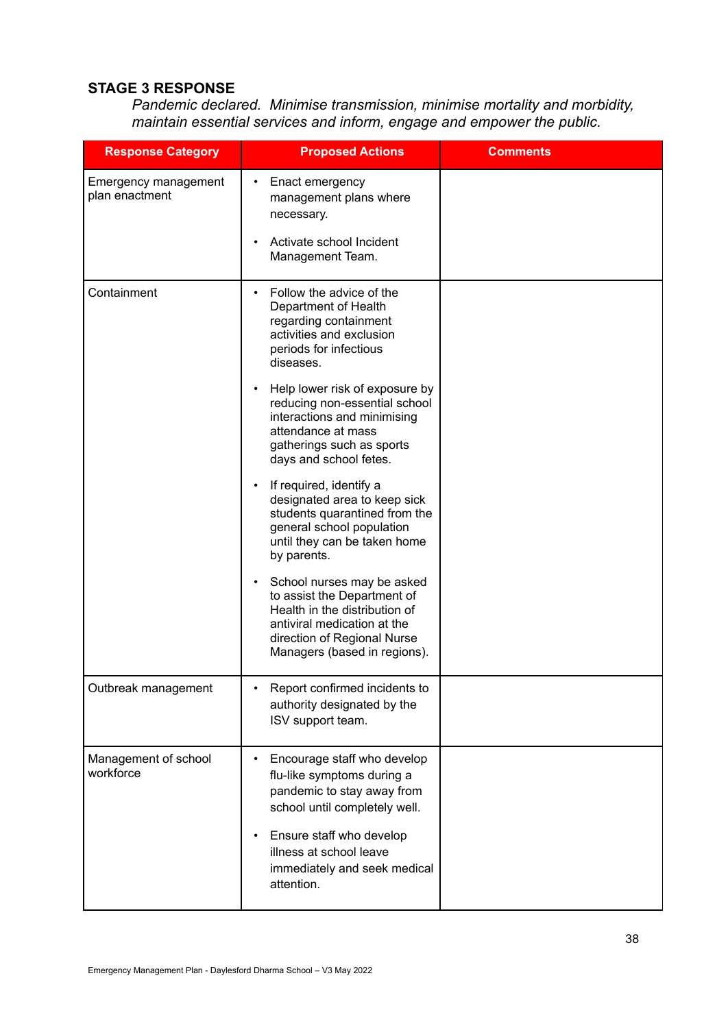## STAGE 3 RESPONSE

*Pandemic declared. Minimise transmission, minimise mortality and morbidity, maintain essential services and inform, engage and empower the public.*

| Response Category | Proposed Actions | Comments |
|---|---|---|
| Emergency management plan enactment | • Enact emergency management plans where necessary.<br><br>• Activate school Incident Management Team. | |
| Containment | • Follow the advice of the Department of Health regarding containment activities and exclusion periods for infectious diseases.<br><br>• Help lower risk of exposure by reducing non-essential school interactions and minimising attendance at mass gatherings such as sports days and school fetes.<br><br>• If required, identify a designated area to keep sick students quarantined from the general school population until they can be taken home by parents.<br><br>• School nurses may be asked to assist the Department of Health in the distribution of antiviral medication at the direction of Regional Nurse Managers (based in regions). | |
| Outbreak management | • Report confirmed incidents to authority designated by the ISV support team. | |
| Management of school workforce | • Encourage staff who develop flu-like symptoms during a pandemic to stay away from school until completely well.<br><br>• Ensure staff who develop illness at school leave immediately and seek medical attention. | |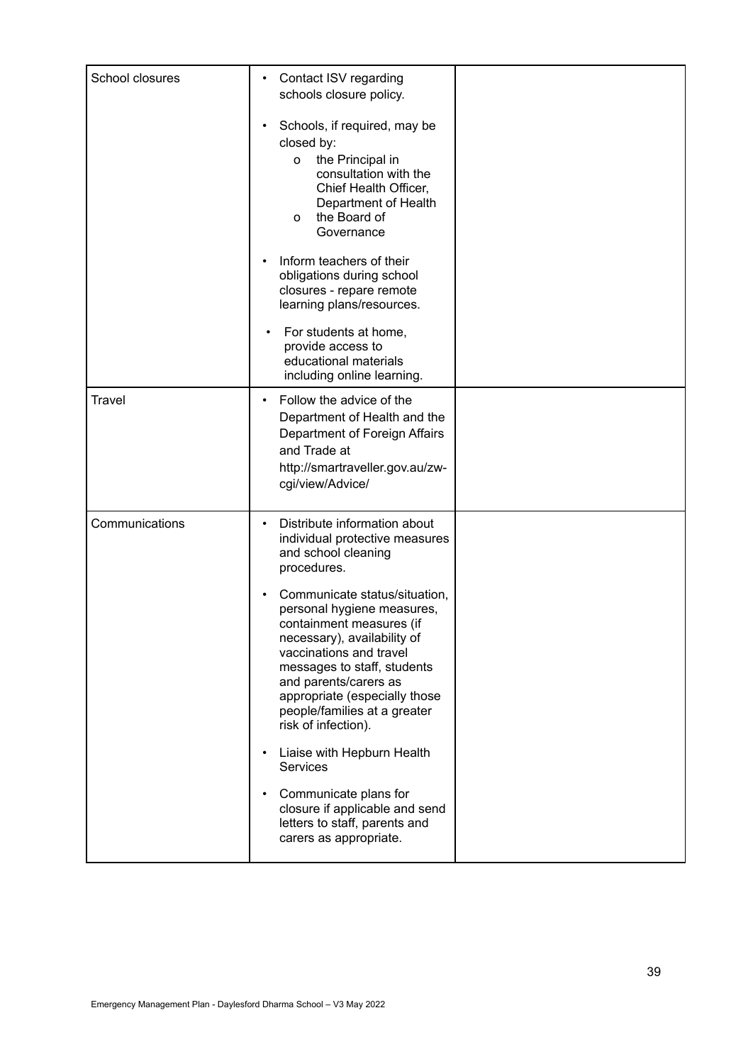| | | |
|---|---|---|
| School closures | • Contact ISV regarding schools closure policy.<br><br>• Schools, if required, may be closed by:<br>  o the Principal in consultation with the Chief Health Officer, Department of Health<br>  o the Board of Governance<br><br>• Inform teachers of their obligations during school closures - repare remote learning plans/resources.<br><br>• For students at home, provide access to educational materials including online learning. | |
| Travel | • Follow the advice of the Department of Health and the Department of Foreign Affairs and Trade at http://smartraveller.gov.au/zw-cgi/view/Advice/ | |
| Communications | • Distribute information about individual protective measures and school cleaning procedures.<br><br>• Communicate status/situation, personal hygiene measures, containment measures (if necessary), availability of vaccinations and travel messages to staff, students and parents/carers as appropriate (especially those people/families at a greater risk of infection).<br><br>• Liaise with Hepburn Health Services<br><br>• Communicate plans for closure if applicable and send letters to staff, parents and carers as appropriate. | |

Emergency Management Plan - Daylesford Dharma School – V3 May 2022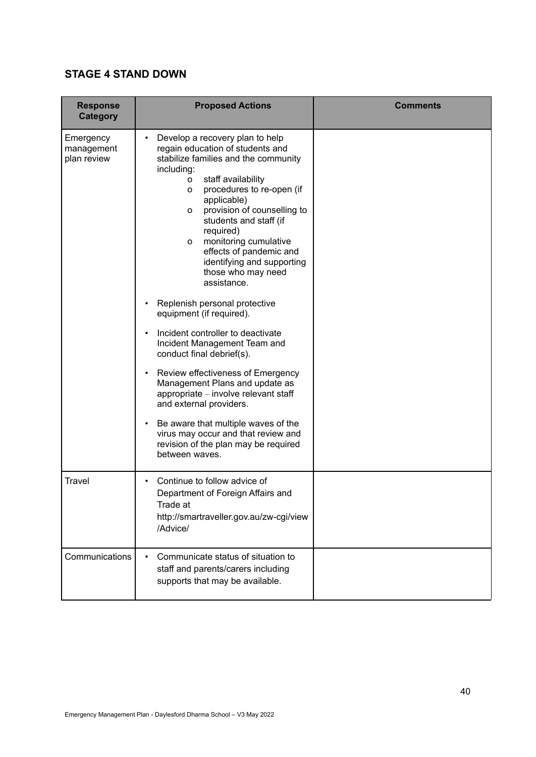## STAGE 4 STAND DOWN

| Response Category | Proposed Actions | Comments |
|---|---|---|
| Emergency management plan review | • Develop a recovery plan to help regain education of students and stabilize families and the community including:<br>o staff availability<br>o procedures to re-open (if applicable)<br>o provision of counselling to students and staff (if required)<br>o monitoring cumulative effects of pandemic and identifying and supporting those who may need assistance.<br><br>• Replenish personal protective equipment (if required).<br><br>• Incident controller to deactivate Incident Management Team and conduct final debrief(s).<br><br>• Review effectiveness of Emergency Management Plans and update as appropriate – involve relevant staff and external providers.<br><br>• Be aware that multiple waves of the virus may occur and that review and revision of the plan may be required between waves. | |
| Travel | • Continue to follow advice of Department of Foreign Affairs and Trade at http://smartraveller.gov.au/zw-cgi/view/Advice/ | |
| Communications | • Communicate status of situation to staff and parents/carers including supports that may be available. | |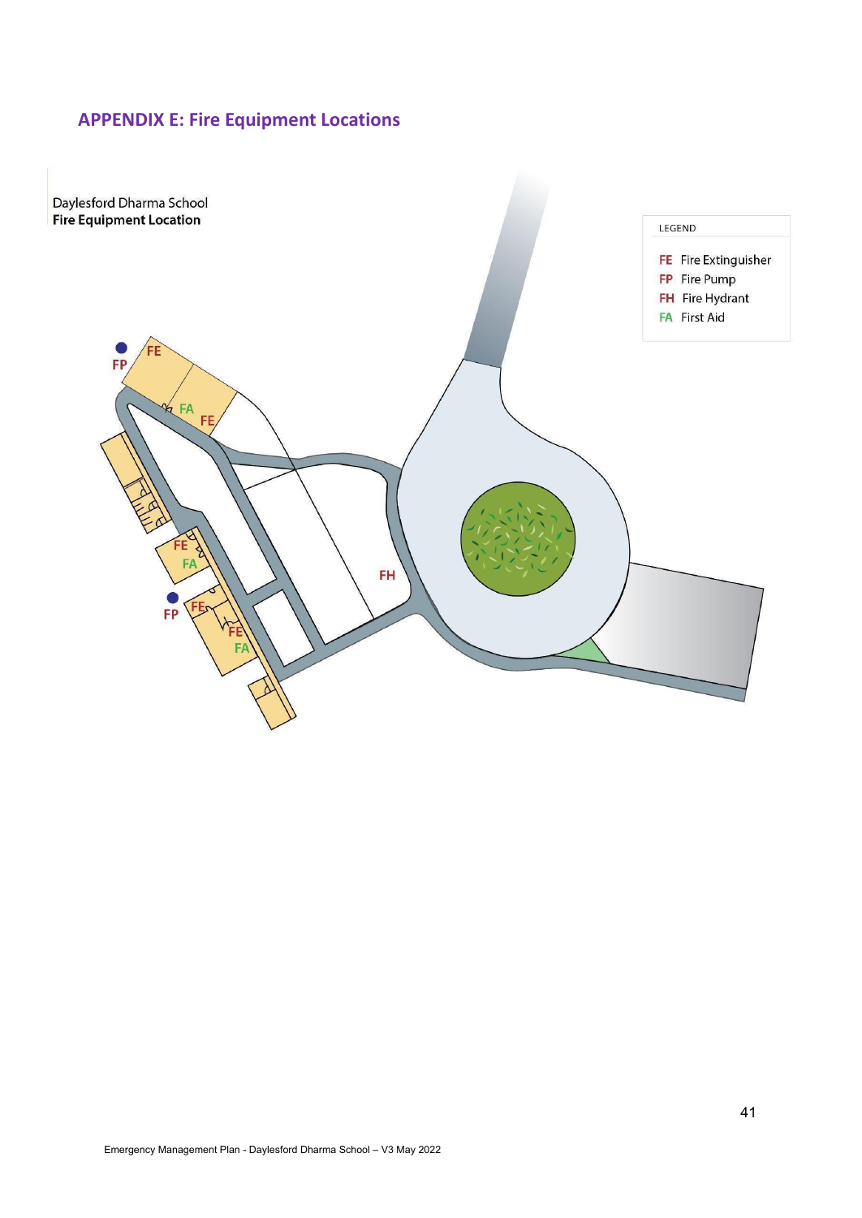## APPENDIX E: Fire Equipment Locations

Daylesford Dharma School
**Fire Equipment Location**

LEGEND

FE Fire Extinguisher
FP Fire Pump
FH Fire Hydrant
FA First Aid

FP
FE
FA
FE
FE
FA
FP
FE
FE
FA
FH